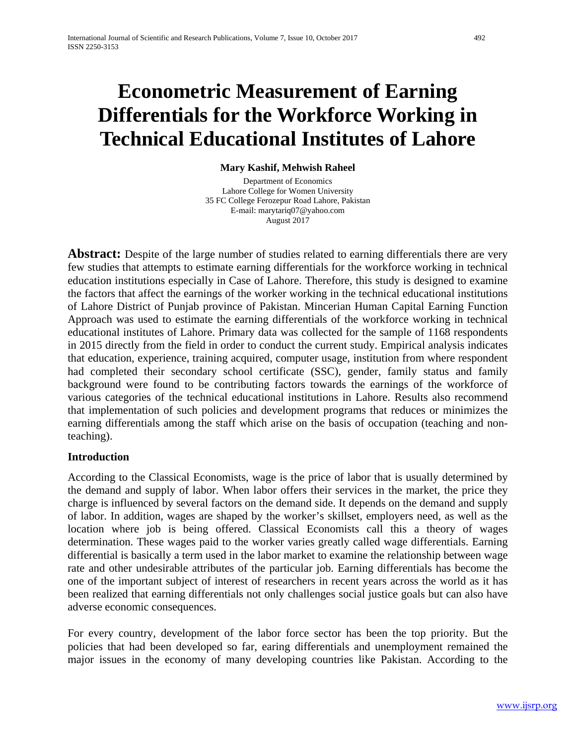# Econometric Measurement of Earning Differentials for the Workforce Working in Technical Educational Institutes of Lahore

**Mary Kashif, Mehwish Raheel**

Department of Economics
Lahore College for Women University
35 FC College Ferozepur Road Lahore, Pakistan
E-mail: marytariq07@yahoo.com
August 2017

**Abstract:** Despite of the large number of studies related to earning differentials there are very few studies that attempts to estimate earning differentials for the workforce working in technical education institutions especially in Case of Lahore. Therefore, this study is designed to examine the factors that affect the earnings of the worker working in the technical educational institutions of Lahore District of Punjab province of Pakistan. Mincerian Human Capital Earning Function Approach was used to estimate the earning differentials of the workforce working in technical educational institutes of Lahore. Primary data was collected for the sample of 1168 respondents in 2015 directly from the field in order to conduct the current study. Empirical analysis indicates that education, experience, training acquired, computer usage, institution from where respondent had completed their secondary school certificate (SSC), gender, family status and family background were found to be contributing factors towards the earnings of the workforce of various categories of the technical educational institutions in Lahore. Results also recommend that implementation of such policies and development programs that reduces or minimizes the earning differentials among the staff which arise on the basis of occupation (teaching and non-teaching).

## Introduction

According to the Classical Economists, wage is the price of labor that is usually determined by the demand and supply of labor. When labor offers their services in the market, the price they charge is influenced by several factors on the demand side. It depends on the demand and supply of labor. In addition, wages are shaped by the worker's skillset, employers need, as well as the location where job is being offered. Classical Economists call this a theory of wages determination. These wages paid to the worker varies greatly called wage differentials. Earning differential is basically a term used in the labor market to examine the relationship between wage rate and other undesirable attributes of the particular job. Earning differentials has become the one of the important subject of interest of researchers in recent years across the world as it has been realized that earning differentials not only challenges social justice goals but can also have adverse economic consequences.

For every country, development of the labor force sector has been the top priority. But the policies that had been developed so far, earing differentials and unemployment remained the major issues in the economy of many developing countries like Pakistan. According to the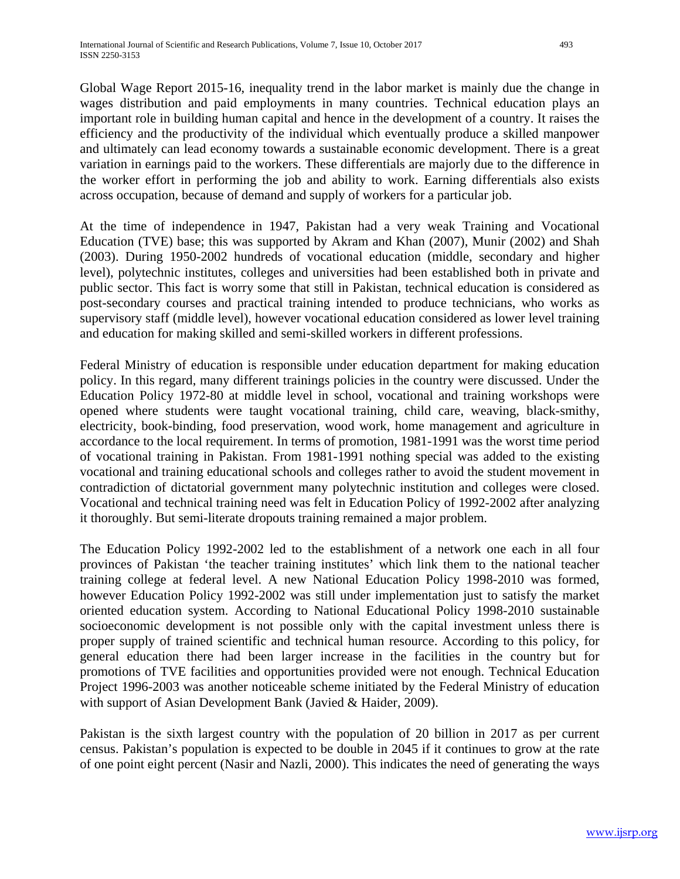Global Wage Report 2015-16, inequality trend in the labor market is mainly due the change in wages distribution and paid employments in many countries. Technical education plays an important role in building human capital and hence in the development of a country. It raises the efficiency and the productivity of the individual which eventually produce a skilled manpower and ultimately can lead economy towards a sustainable economic development. There is a great variation in earnings paid to the workers. These differentials are majorly due to the difference in the worker effort in performing the job and ability to work. Earning differentials also exists across occupation, because of demand and supply of workers for a particular job.

At the time of independence in 1947, Pakistan had a very weak Training and Vocational Education (TVE) base; this was supported by Akram and Khan (2007), Munir (2002) and Shah (2003). During 1950-2002 hundreds of vocational education (middle, secondary and higher level), polytechnic institutes, colleges and universities had been established both in private and public sector. This fact is worry some that still in Pakistan, technical education is considered as post-secondary courses and practical training intended to produce technicians, who works as supervisory staff (middle level), however vocational education considered as lower level training and education for making skilled and semi-skilled workers in different professions.

Federal Ministry of education is responsible under education department for making education policy. In this regard, many different trainings policies in the country were discussed. Under the Education Policy 1972-80 at middle level in school, vocational and training workshops were opened where students were taught vocational training, child care, weaving, black-smithy, electricity, book-binding, food preservation, wood work, home management and agriculture in accordance to the local requirement. In terms of promotion, 1981-1991 was the worst time period of vocational training in Pakistan. From 1981-1991 nothing special was added to the existing vocational and training educational schools and colleges rather to avoid the student movement in contradiction of dictatorial government many polytechnic institution and colleges were closed. Vocational and technical training need was felt in Education Policy of 1992-2002 after analyzing it thoroughly. But semi-literate dropouts training remained a major problem.

The Education Policy 1992-2002 led to the establishment of a network one each in all four provinces of Pakistan 'the teacher training institutes' which link them to the national teacher training college at federal level. A new National Education Policy 1998-2010 was formed, however Education Policy 1992-2002 was still under implementation just to satisfy the market oriented education system. According to National Educational Policy 1998-2010 sustainable socioeconomic development is not possible only with the capital investment unless there is proper supply of trained scientific and technical human resource. According to this policy, for general education there had been larger increase in the facilities in the country but for promotions of TVE facilities and opportunities provided were not enough. Technical Education Project 1996-2003 was another noticeable scheme initiated by the Federal Ministry of education with support of Asian Development Bank (Javied & Haider, 2009).

Pakistan is the sixth largest country with the population of 20 billion in 2017 as per current census. Pakistan's population is expected to be double in 2045 if it continues to grow at the rate of one point eight percent (Nasir and Nazli, 2000). This indicates the need of generating the ways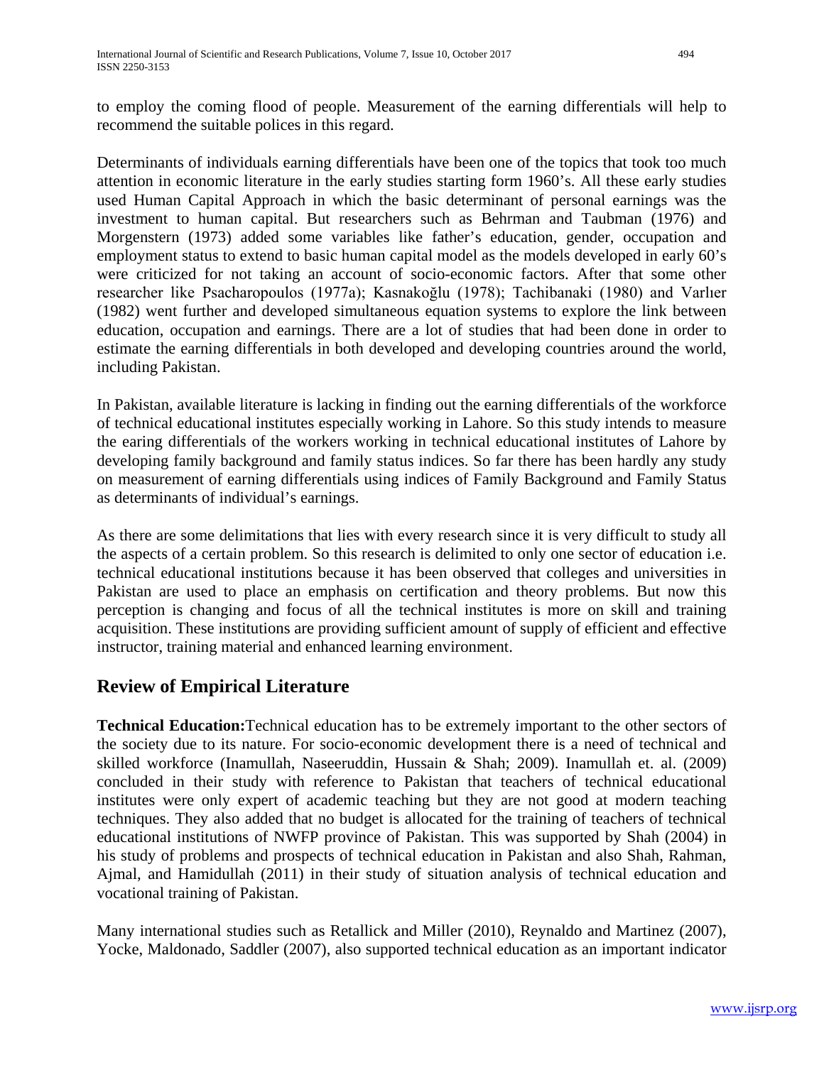to employ the coming flood of people. Measurement of the earning differentials will help to recommend the suitable polices in this regard.

Determinants of individuals earning differentials have been one of the topics that took too much attention in economic literature in the early studies starting form 1960's. All these early studies used Human Capital Approach in which the basic determinant of personal earnings was the investment to human capital. But researchers such as Behrman and Taubman (1976) and Morgenstern (1973) added some variables like father's education, gender, occupation and employment status to extend to basic human capital model as the models developed in early 60's were criticized for not taking an account of socio-economic factors. After that some other researcher like Psacharopoulos (1977a); Kasnakoğlu (1978); Tachibanaki (1980) and Varlıer (1982) went further and developed simultaneous equation systems to explore the link between education, occupation and earnings. There are a lot of studies that had been done in order to estimate the earning differentials in both developed and developing countries around the world, including Pakistan.

In Pakistan, available literature is lacking in finding out the earning differentials of the workforce of technical educational institutes especially working in Lahore. So this study intends to measure the earing differentials of the workers working in technical educational institutes of Lahore by developing family background and family status indices. So far there has been hardly any study on measurement of earning differentials using indices of Family Background and Family Status as determinants of individual's earnings.

As there are some delimitations that lies with every research since it is very difficult to study all the aspects of a certain problem. So this research is delimited to only one sector of education i.e. technical educational institutions because it has been observed that colleges and universities in Pakistan are used to place an emphasis on certification and theory problems. But now this perception is changing and focus of all the technical institutes is more on skill and training acquisition. These institutions are providing sufficient amount of supply of efficient and effective instructor, training material and enhanced learning environment.

## Review of Empirical Literature

**Technical Education:**Technical education has to be extremely important to the other sectors of the society due to its nature. For socio-economic development there is a need of technical and skilled workforce (Inamullah, Naseeruddin, Hussain & Shah; 2009). Inamullah et. al. (2009) concluded in their study with reference to Pakistan that teachers of technical educational institutes were only expert of academic teaching but they are not good at modern teaching techniques. They also added that no budget is allocated for the training of teachers of technical educational institutions of NWFP province of Pakistan. This was supported by Shah (2004) in his study of problems and prospects of technical education in Pakistan and also Shah, Rahman, Ajmal, and Hamidullah (2011) in their study of situation analysis of technical education and vocational training of Pakistan.

Many international studies such as Retallick and Miller (2010), Reynaldo and Martinez (2007), Yocke, Maldonado, Saddler (2007), also supported technical education as an important indicator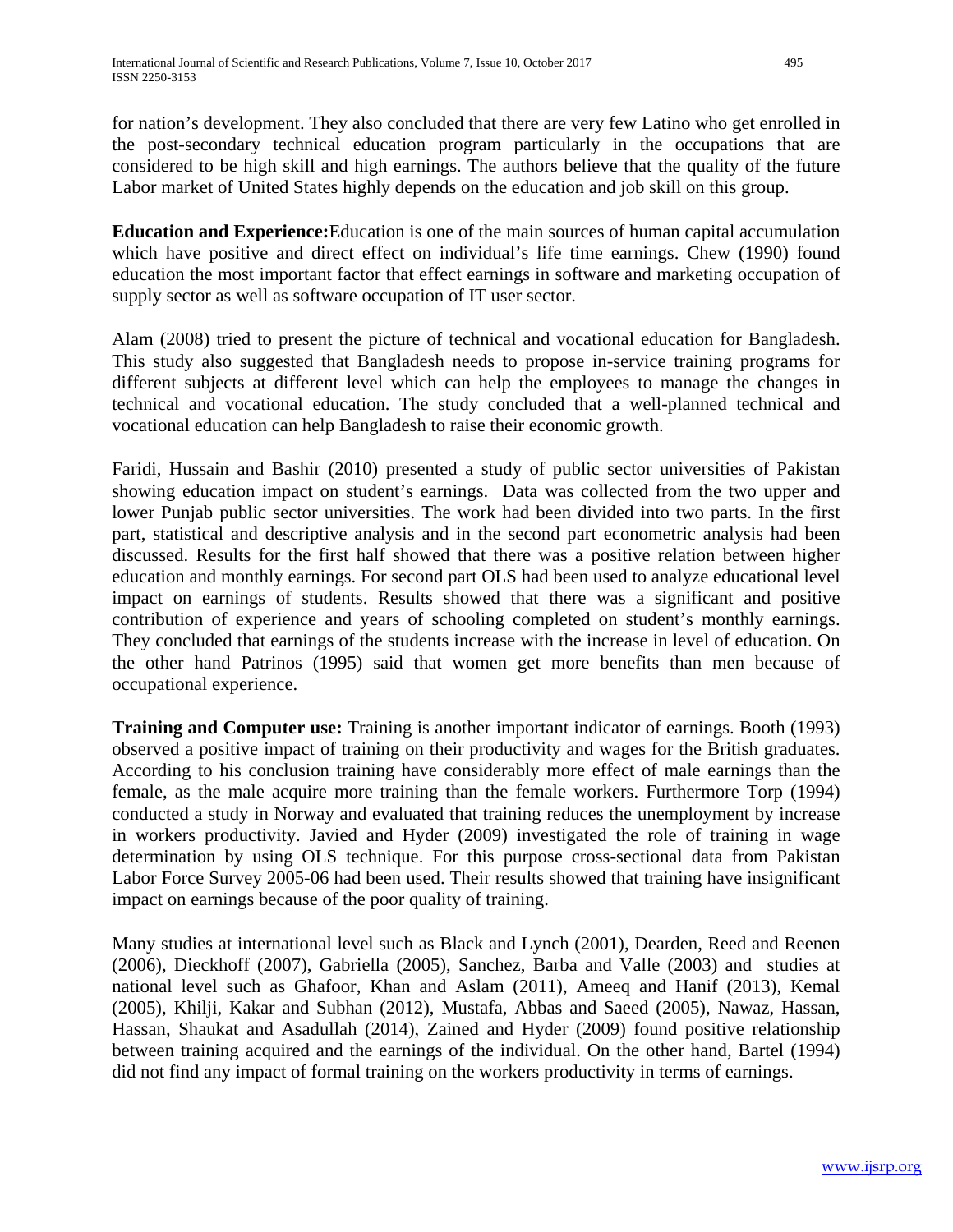for nation's development. They also concluded that there are very few Latino who get enrolled in the post-secondary technical education program particularly in the occupations that are considered to be high skill and high earnings. The authors believe that the quality of the future Labor market of United States highly depends on the education and job skill on this group.

**Education and Experience:**Education is one of the main sources of human capital accumulation which have positive and direct effect on individual's life time earnings. Chew (1990) found education the most important factor that effect earnings in software and marketing occupation of supply sector as well as software occupation of IT user sector.

Alam (2008) tried to present the picture of technical and vocational education for Bangladesh. This study also suggested that Bangladesh needs to propose in-service training programs for different subjects at different level which can help the employees to manage the changes in technical and vocational education. The study concluded that a well-planned technical and vocational education can help Bangladesh to raise their economic growth.

Faridi, Hussain and Bashir (2010) presented a study of public sector universities of Pakistan showing education impact on student's earnings. Data was collected from the two upper and lower Punjab public sector universities. The work had been divided into two parts. In the first part, statistical and descriptive analysis and in the second part econometric analysis had been discussed. Results for the first half showed that there was a positive relation between higher education and monthly earnings. For second part OLS had been used to analyze educational level impact on earnings of students. Results showed that there was a significant and positive contribution of experience and years of schooling completed on student's monthly earnings. They concluded that earnings of the students increase with the increase in level of education. On the other hand Patrinos (1995) said that women get more benefits than men because of occupational experience.

**Training and Computer use:** Training is another important indicator of earnings. Booth (1993) observed a positive impact of training on their productivity and wages for the British graduates. According to his conclusion training have considerably more effect of male earnings than the female, as the male acquire more training than the female workers. Furthermore Torp (1994) conducted a study in Norway and evaluated that training reduces the unemployment by increase in workers productivity. Javied and Hyder (2009) investigated the role of training in wage determination by using OLS technique. For this purpose cross-sectional data from Pakistan Labor Force Survey 2005-06 had been used. Their results showed that training have insignificant impact on earnings because of the poor quality of training.

Many studies at international level such as Black and Lynch (2001), Dearden, Reed and Reenen (2006), Dieckhoff (2007), Gabriella (2005), Sanchez, Barba and Valle (2003) and studies at national level such as Ghafoor, Khan and Aslam (2011), Ameeq and Hanif (2013), Kemal (2005), Khilji, Kakar and Subhan (2012), Mustafa, Abbas and Saeed (2005), Nawaz, Hassan, Hassan, Shaukat and Asadullah (2014), Zained and Hyder (2009) found positive relationship between training acquired and the earnings of the individual. On the other hand, Bartel (1994) did not find any impact of formal training on the workers productivity in terms of earnings.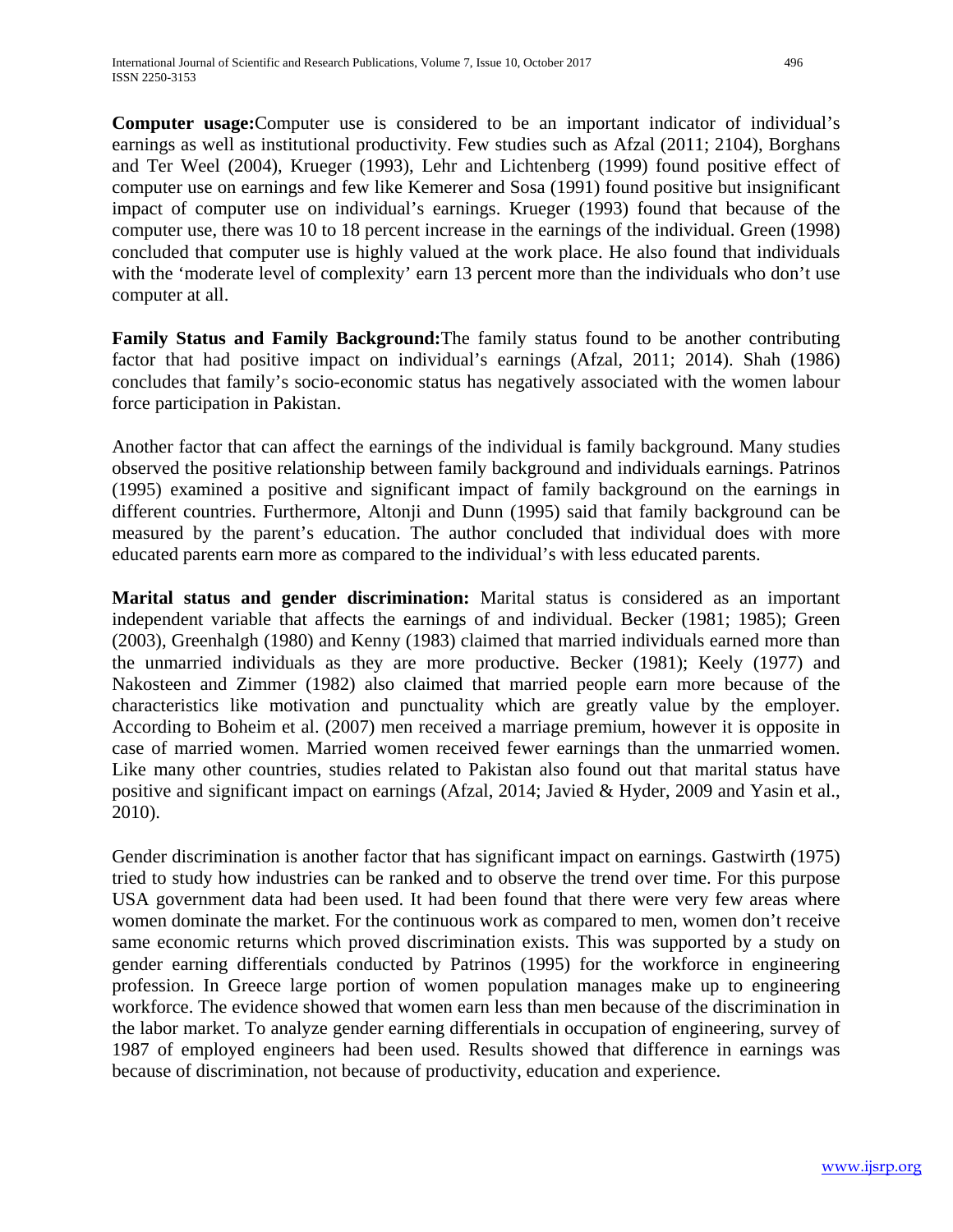**Computer usage:**Computer use is considered to be an important indicator of individual's earnings as well as institutional productivity. Few studies such as Afzal (2011; 2104), Borghans and Ter Weel (2004), Krueger (1993), Lehr and Lichtenberg (1999) found positive effect of computer use on earnings and few like Kemerer and Sosa (1991) found positive but insignificant impact of computer use on individual's earnings. Krueger (1993) found that because of the computer use, there was 10 to 18 percent increase in the earnings of the individual. Green (1998) concluded that computer use is highly valued at the work place. He also found that individuals with the 'moderate level of complexity' earn 13 percent more than the individuals who don't use computer at all.

**Family Status and Family Background:**The family status found to be another contributing factor that had positive impact on individual's earnings (Afzal, 2011; 2014). Shah (1986) concludes that family's socio-economic status has negatively associated with the women labour force participation in Pakistan.

Another factor that can affect the earnings of the individual is family background. Many studies observed the positive relationship between family background and individuals earnings. Patrinos (1995) examined a positive and significant impact of family background on the earnings in different countries. Furthermore, Altonji and Dunn (1995) said that family background can be measured by the parent's education. The author concluded that individual does with more educated parents earn more as compared to the individual's with less educated parents.

**Marital status and gender discrimination:** Marital status is considered as an important independent variable that affects the earnings of and individual. Becker (1981; 1985); Green (2003), Greenhalgh (1980) and Kenny (1983) claimed that married individuals earned more than the unmarried individuals as they are more productive. Becker (1981); Keely (1977) and Nakosteen and Zimmer (1982) also claimed that married people earn more because of the characteristics like motivation and punctuality which are greatly value by the employer. According to Boheim et al. (2007) men received a marriage premium, however it is opposite in case of married women. Married women received fewer earnings than the unmarried women. Like many other countries, studies related to Pakistan also found out that marital status have positive and significant impact on earnings (Afzal, 2014; Javied & Hyder, 2009 and Yasin et al., 2010).

Gender discrimination is another factor that has significant impact on earnings. Gastwirth (1975) tried to study how industries can be ranked and to observe the trend over time. For this purpose USA government data had been used. It had been found that there were very few areas where women dominate the market. For the continuous work as compared to men, women don't receive same economic returns which proved discrimination exists. This was supported by a study on gender earning differentials conducted by Patrinos (1995) for the workforce in engineering profession. In Greece large portion of women population manages make up to engineering workforce. The evidence showed that women earn less than men because of the discrimination in the labor market. To analyze gender earning differentials in occupation of engineering, survey of 1987 of employed engineers had been used. Results showed that difference in earnings was because of discrimination, not because of productivity, education and experience.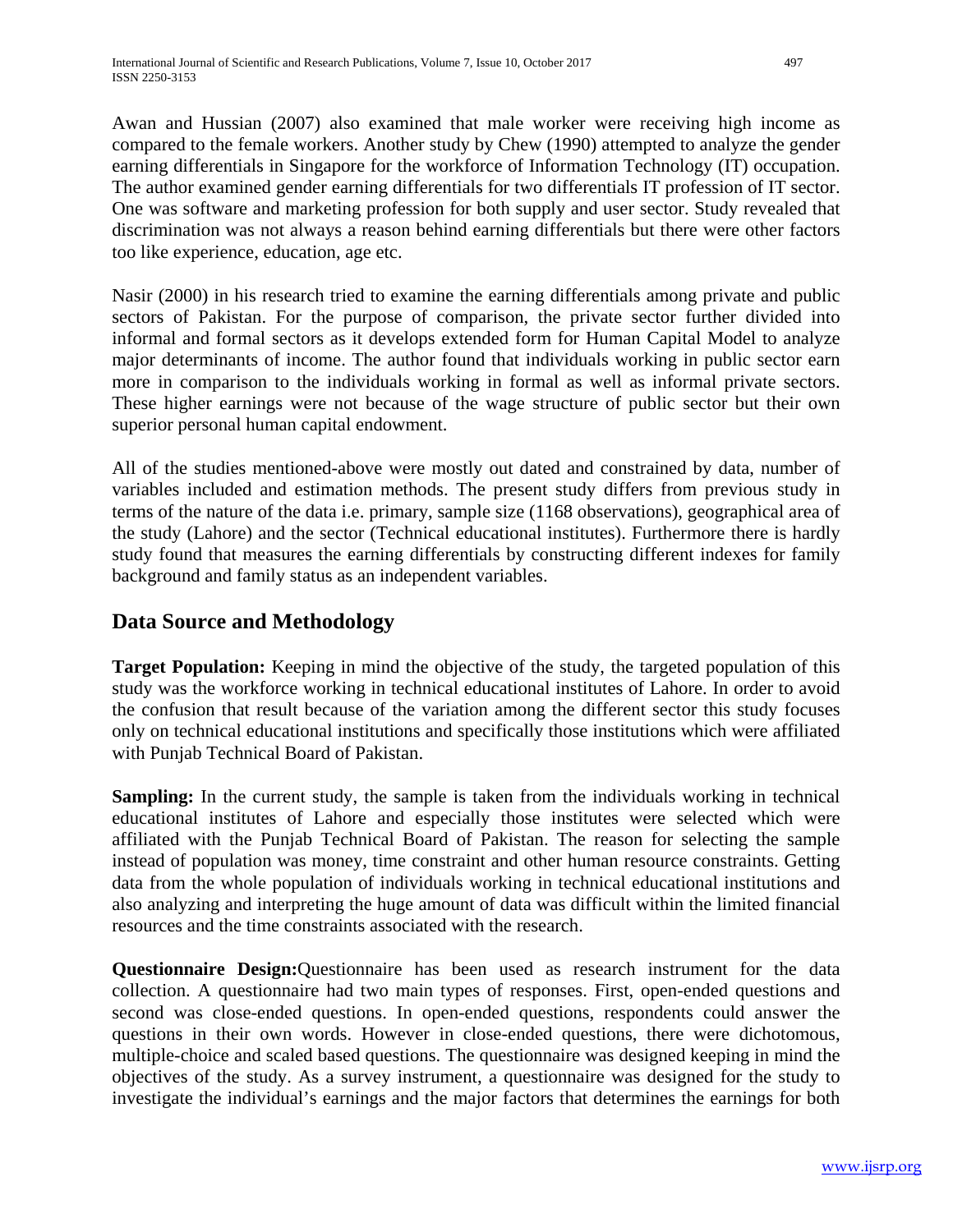Awan and Hussian (2007) also examined that male worker were receiving high income as compared to the female workers. Another study by Chew (1990) attempted to analyze the gender earning differentials in Singapore for the workforce of Information Technology (IT) occupation. The author examined gender earning differentials for two differentials IT profession of IT sector. One was software and marketing profession for both supply and user sector. Study revealed that discrimination was not always a reason behind earning differentials but there were other factors too like experience, education, age etc.

Nasir (2000) in his research tried to examine the earning differentials among private and public sectors of Pakistan. For the purpose of comparison, the private sector further divided into informal and formal sectors as it develops extended form for Human Capital Model to analyze major determinants of income. The author found that individuals working in public sector earn more in comparison to the individuals working in formal as well as informal private sectors. These higher earnings were not because of the wage structure of public sector but their own superior personal human capital endowment.

All of the studies mentioned-above were mostly out dated and constrained by data, number of variables included and estimation methods. The present study differs from previous study in terms of the nature of the data i.e. primary, sample size (1168 observations), geographical area of the study (Lahore) and the sector (Technical educational institutes). Furthermore there is hardly study found that measures the earning differentials by constructing different indexes for family background and family status as an independent variables.

## Data Source and Methodology

**Target Population:** Keeping in mind the objective of the study, the targeted population of this study was the workforce working in technical educational institutes of Lahore. In order to avoid the confusion that result because of the variation among the different sector this study focuses only on technical educational institutions and specifically those institutions which were affiliated with Punjab Technical Board of Pakistan.

**Sampling:** In the current study, the sample is taken from the individuals working in technical educational institutes of Lahore and especially those institutes were selected which were affiliated with the Punjab Technical Board of Pakistan. The reason for selecting the sample instead of population was money, time constraint and other human resource constraints. Getting data from the whole population of individuals working in technical educational institutions and also analyzing and interpreting the huge amount of data was difficult within the limited financial resources and the time constraints associated with the research.

**Questionnaire Design:**Questionnaire has been used as research instrument for the data collection. A questionnaire had two main types of responses. First, open-ended questions and second was close-ended questions. In open-ended questions, respondents could answer the questions in their own words. However in close-ended questions, there were dichotomous, multiple-choice and scaled based questions. The questionnaire was designed keeping in mind the objectives of the study. As a survey instrument, a questionnaire was designed for the study to investigate the individual's earnings and the major factors that determines the earnings for both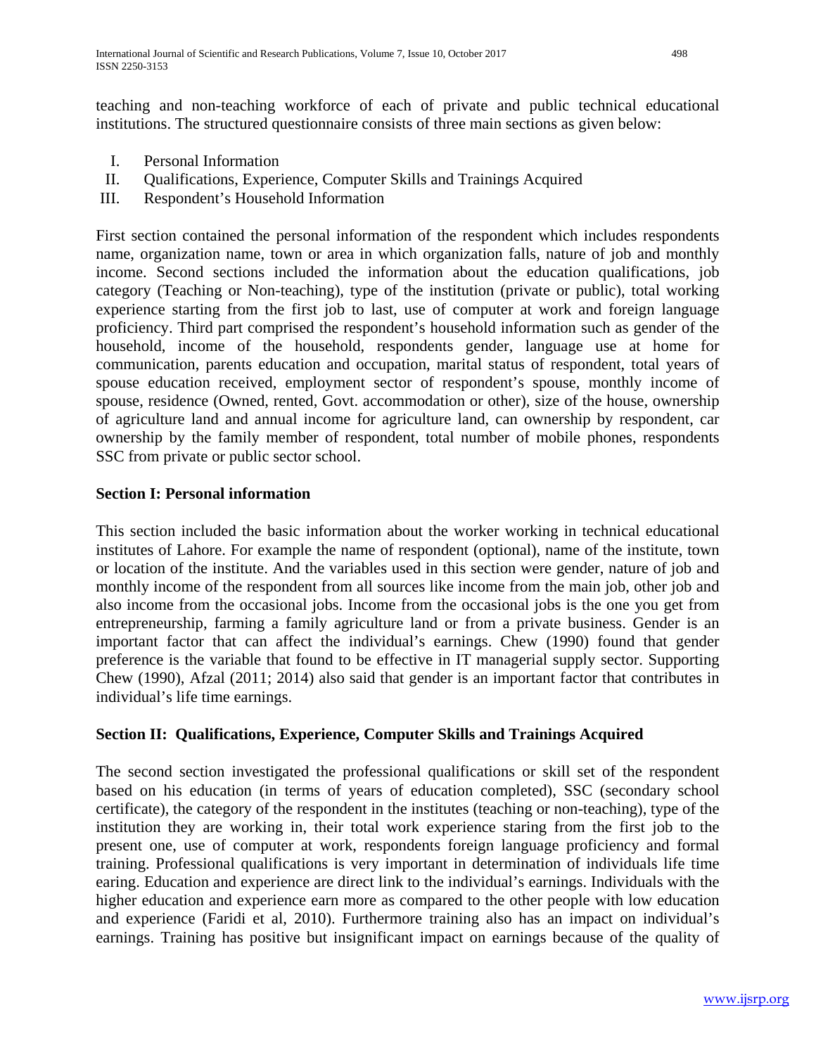teaching and non-teaching workforce of each of private and public technical educational institutions. The structured questionnaire consists of three main sections as given below:

I. Personal Information
II. Qualifications, Experience, Computer Skills and Trainings Acquired
III. Respondent's Household Information

First section contained the personal information of the respondent which includes respondents name, organization name, town or area in which organization falls, nature of job and monthly income. Second sections included the information about the education qualifications, job category (Teaching or Non-teaching), type of the institution (private or public), total working experience starting from the first job to last, use of computer at work and foreign language proficiency. Third part comprised the respondent's household information such as gender of the household, income of the household, respondents gender, language use at home for communication, parents education and occupation, marital status of respondent, total years of spouse education received, employment sector of respondent's spouse, monthly income of spouse, residence (Owned, rented, Govt. accommodation or other), size of the house, ownership of agriculture land and annual income for agriculture land, can ownership by respondent, car ownership by the family member of respondent, total number of mobile phones, respondents SSC from private or public sector school.

**Section I: Personal information**

This section included the basic information about the worker working in technical educational institutes of Lahore. For example the name of respondent (optional), name of the institute, town or location of the institute. And the variables used in this section were gender, nature of job and monthly income of the respondent from all sources like income from the main job, other job and also income from the occasional jobs. Income from the occasional jobs is the one you get from entrepreneurship, farming a family agriculture land or from a private business. Gender is an important factor that can affect the individual's earnings. Chew (1990) found that gender preference is the variable that found to be effective in IT managerial supply sector. Supporting Chew (1990), Afzal (2011; 2014) also said that gender is an important factor that contributes in individual's life time earnings.

**Section II: Qualifications, Experience, Computer Skills and Trainings Acquired**

The second section investigated the professional qualifications or skill set of the respondent based on his education (in terms of years of education completed), SSC (secondary school certificate), the category of the respondent in the institutes (teaching or non-teaching), type of the institution they are working in, their total work experience staring from the first job to the present one, use of computer at work, respondents foreign language proficiency and formal training. Professional qualifications is very important in determination of individuals life time earing. Education and experience are direct link to the individual's earnings. Individuals with the higher education and experience earn more as compared to the other people with low education and experience (Faridi et al, 2010). Furthermore training also has an impact on individual's earnings. Training has positive but insignificant impact on earnings because of the quality of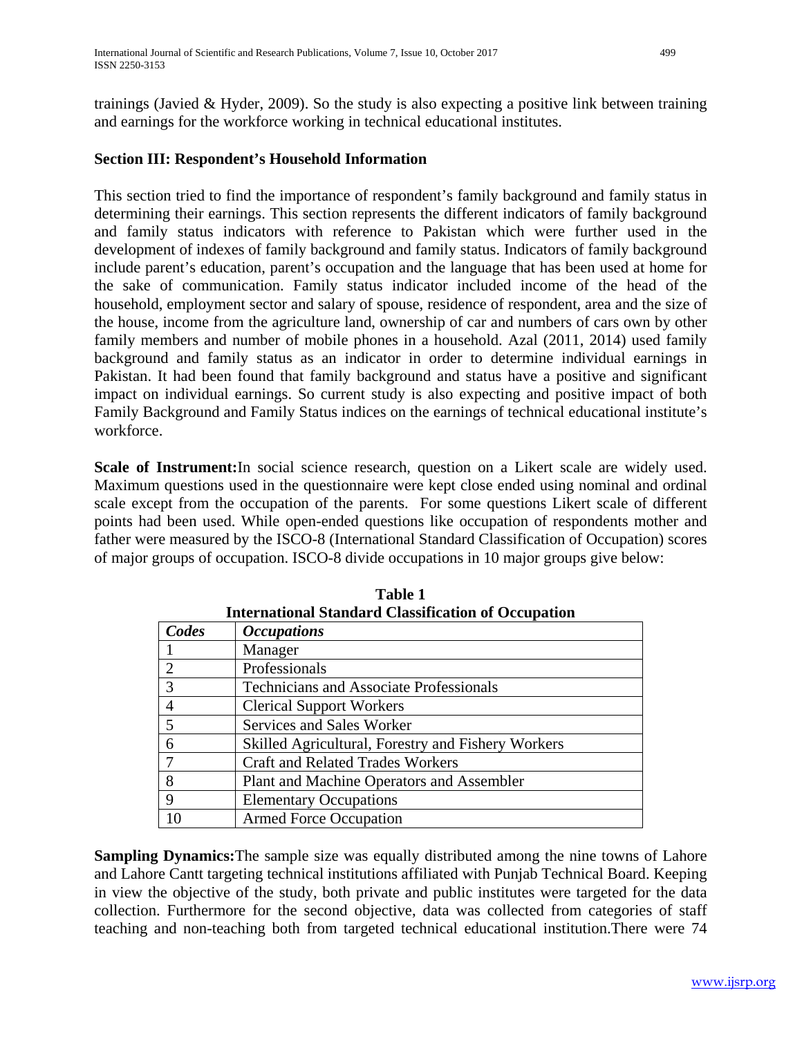trainings (Javied & Hyder, 2009). So the study is also expecting a positive link between training and earnings for the workforce working in technical educational institutes.

### Section III: Respondent's Household Information

This section tried to find the importance of respondent's family background and family status in determining their earnings. This section represents the different indicators of family background and family status indicators with reference to Pakistan which were further used in the development of indexes of family background and family status. Indicators of family background include parent's education, parent's occupation and the language that has been used at home for the sake of communication. Family status indicator included income of the head of the household, employment sector and salary of spouse, residence of respondent, area and the size of the house, income from the agriculture land, ownership of car and numbers of cars own by other family members and number of mobile phones in a household. Azal (2011, 2014) used family background and family status as an indicator in order to determine individual earnings in Pakistan. It had been found that family background and status have a positive and significant impact on individual earnings. So current study is also expecting and positive impact of both Family Background and Family Status indices on the earnings of technical educational institute's workforce.

**Scale of Instrument:**In social science research, question on a Likert scale are widely used. Maximum questions used in the questionnaire were kept close ended using nominal and ordinal scale except from the occupation of the parents. For some questions Likert scale of different points had been used. While open-ended questions like occupation of respondents mother and father were measured by the ISCO-8 (International Standard Classification of Occupation) scores of major groups of occupation. ISCO-8 divide occupations in 10 major groups give below:

**Table 1**
**International Standard Classification of Occupation**

| *Codes* | *Occupations* |
|---|---|
| 1 | Manager |
| 2 | Professionals |
| 3 | Technicians and Associate Professionals |
| 4 | Clerical Support Workers |
| 5 | Services and Sales Worker |
| 6 | Skilled Agricultural, Forestry and Fishery Workers |
| 7 | Craft and Related Trades Workers |
| 8 | Plant and Machine Operators and Assembler |
| 9 | Elementary Occupations |
| 10 | Armed Force Occupation |

**Sampling Dynamics:**The sample size was equally distributed among the nine towns of Lahore and Lahore Cantt targeting technical institutions affiliated with Punjab Technical Board. Keeping in view the objective of the study, both private and public institutes were targeted for the data collection. Furthermore for the second objective, data was collected from categories of staff teaching and non-teaching both from targeted technical educational institution.There were 74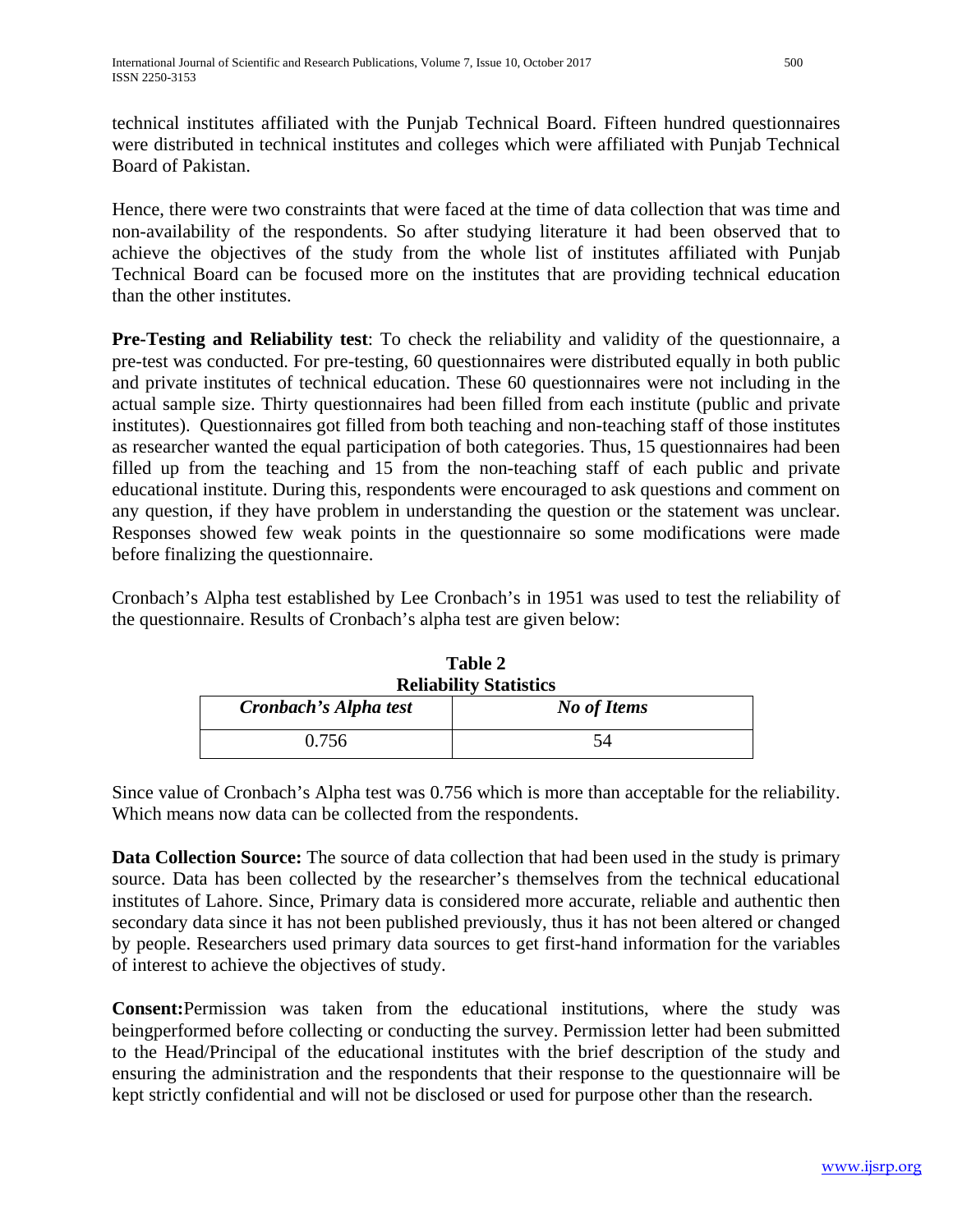technical institutes affiliated with the Punjab Technical Board. Fifteen hundred questionnaires were distributed in technical institutes and colleges which were affiliated with Punjab Technical Board of Pakistan.

Hence, there were two constraints that were faced at the time of data collection that was time and non-availability of the respondents. So after studying literature it had been observed that to achieve the objectives of the study from the whole list of institutes affiliated with Punjab Technical Board can be focused more on the institutes that are providing technical education than the other institutes.

**Pre-Testing and Reliability test**: To check the reliability and validity of the questionnaire, a pre-test was conducted. For pre-testing, 60 questionnaires were distributed equally in both public and private institutes of technical education. These 60 questionnaires were not including in the actual sample size. Thirty questionnaires had been filled from each institute (public and private institutes). Questionnaires got filled from both teaching and non-teaching staff of those institutes as researcher wanted the equal participation of both categories. Thus, 15 questionnaires had been filled up from the teaching and 15 from the non-teaching staff of each public and private educational institute. During this, respondents were encouraged to ask questions and comment on any question, if they have problem in understanding the question or the statement was unclear. Responses showed few weak points in the questionnaire so some modifications were made before finalizing the questionnaire.

Cronbach's Alpha test established by Lee Cronbach's in 1951 was used to test the reliability of the questionnaire. Results of Cronbach's alpha test are given below:

**Table 2**
**Reliability Statistics**

| *Cronbach's Alpha test* | *No of Items* |
|---|---|
| 0.756 | 54 |

Since value of Cronbach's Alpha test was 0.756 which is more than acceptable for the reliability. Which means now data can be collected from the respondents.

**Data Collection Source:** The source of data collection that had been used in the study is primary source. Data has been collected by the researcher's themselves from the technical educational institutes of Lahore. Since, Primary data is considered more accurate, reliable and authentic then secondary data since it has not been published previously, thus it has not been altered or changed by people. Researchers used primary data sources to get first-hand information for the variables of interest to achieve the objectives of study.

**Consent:**Permission was taken from the educational institutions, where the study was beingperformed before collecting or conducting the survey. Permission letter had been submitted to the Head/Principal of the educational institutes with the brief description of the study and ensuring the administration and the respondents that their response to the questionnaire will be kept strictly confidential and will not be disclosed or used for purpose other than the research.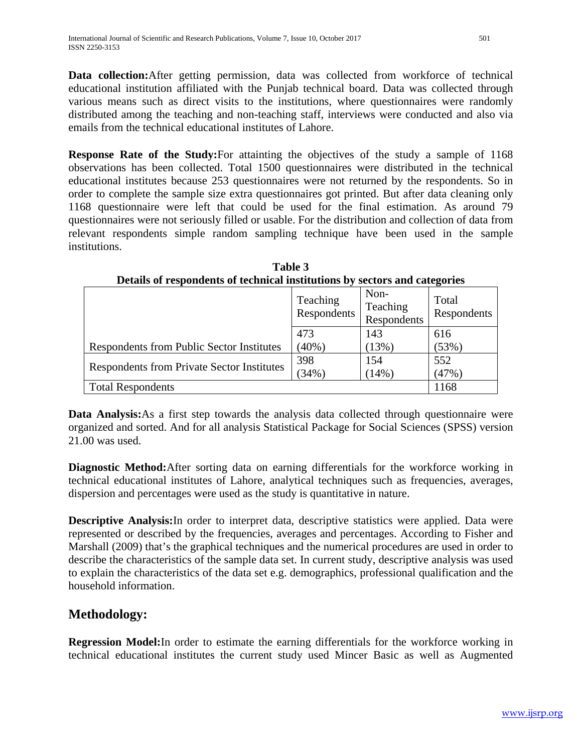**Data collection:**After getting permission, data was collected from workforce of technical educational institution affiliated with the Punjab technical board. Data was collected through various means such as direct visits to the institutions, where questionnaires were randomly distributed among the teaching and non-teaching staff, interviews were conducted and also via emails from the technical educational institutes of Lahore.

**Response Rate of the Study:**For attainting the objectives of the study a sample of 1168 observations has been collected. Total 1500 questionnaires were distributed in the technical educational institutes because 253 questionnaires were not returned by the respondents. So in order to complete the sample size extra questionnaires got printed. But after data cleaning only 1168 questionnaire were left that could be used for the final estimation. As around 79 questionnaires were not seriously filled or usable. For the distribution and collection of data from relevant respondents simple random sampling technique have been used in the sample institutions.

**Table 3**
**Details of respondents of technical institutions by sectors and categories**

| | Teaching Respondents | Non-Teaching Respondents | Total Respondents |
|---|---|---|---|
| Respondents from Public Sector Institutes | 473 (40%) | 143 (13%) | 616 (53%) |
| Respondents from Private Sector Institutes | 398 (34%) | 154 (14%) | 552 (47%) |
| Total Respondents | | | 1168 |

**Data Analysis:**As a first step towards the analysis data collected through questionnaire were organized and sorted. And for all analysis Statistical Package for Social Sciences (SPSS) version 21.00 was used.

**Diagnostic Method:**After sorting data on earning differentials for the workforce working in technical educational institutes of Lahore, analytical techniques such as frequencies, averages, dispersion and percentages were used as the study is quantitative in nature.

**Descriptive Analysis:**In order to interpret data, descriptive statistics were applied. Data were represented or described by the frequencies, averages and percentages. According to Fisher and Marshall (2009) that's the graphical techniques and the numerical procedures are used in order to describe the characteristics of the sample data set. In current study, descriptive analysis was used to explain the characteristics of the data set e.g. demographics, professional qualification and the household information.

## Methodology:

**Regression Model:**In order to estimate the earning differentials for the workforce working in technical educational institutes the current study used Mincer Basic as well as Augmented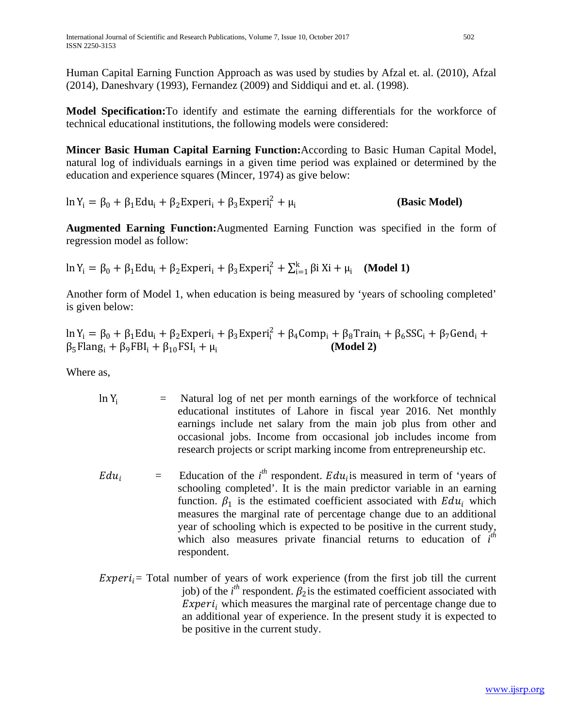Human Capital Earning Function Approach as was used by studies by Afzal et. al. (2010), Afzal (2014), Daneshvary (1993), Fernandez (2009) and Siddiqui and et. al. (1998).

**Model Specification:**To identify and estimate the earning differentials for the workforce of technical educational institutions, the following models were considered:

**Mincer Basic Human Capital Earning Function:**According to Basic Human Capital Model, natural log of individuals earnings in a given time period was explained or determined by the education and experience squares (Mincer, 1974) as give below:

$$\ln Y_i = \beta_0 + \beta_1 \text{Edu}_i + \beta_2 \text{Experi}_i + \beta_3 \text{Experi}_i^2 + \mu_i \quad \textbf{(Basic Model)}$$

**Augmented Earning Function:**Augmented Earning Function was specified in the form of regression model as follow:

$$\ln Y_i = \beta_0 + \beta_1 \text{Edu}_i + \beta_2 \text{Experi}_i + \beta_3 \text{Experi}_i^2 + \sum_{i=1}^{k} \beta i \, Xi + \mu_i \quad \textbf{(Model 1)}$$

Another form of Model 1, when education is being measured by 'years of schooling completed' is given below:

$$\ln Y_i = \beta_0 + \beta_1 \text{Edu}_i + \beta_2 \text{Experi}_i + \beta_3 \text{Experi}_i^2 + \beta_4 \text{Comp}_i + \beta_8 \text{Train}_i + \beta_6 \text{SSC}_i + \beta_7 \text{Gend}_i + \beta_5 \text{Flang}_i + \beta_9 \text{FBI}_i + \beta_{10} \text{FSI}_i + \mu_i \quad \textbf{(Model 2)}$$

Where as,

$\ln Y_i$ = Natural log of net per month earnings of the workforce of technical educational institutes of Lahore in fiscal year 2016. Net monthly earnings include net salary from the main job plus from other and occasional jobs. Income from occasional job includes income from research projects or script marking income from entrepreneurship etc.

$Edu_i$ = Education of the $i^{th}$ respondent. $Edu_i$ is measured in term of 'years of schooling completed'. It is the main predictor variable in an earning function. $\beta_1$ is the estimated coefficient associated with $Edu_i$ which measures the marginal rate of percentage change due to an additional year of schooling which is expected to be positive in the current study, which also measures private financial returns to education of $i^{th}$ respondent.

$Experi_i$ = Total number of years of work experience (from the first job till the current job) of the $i^{th}$ respondent. $\beta_2$ is the estimated coefficient associated with $Experi_i$ which measures the marginal rate of percentage change due to an additional year of experience. In the present study it is expected to be positive in the current study.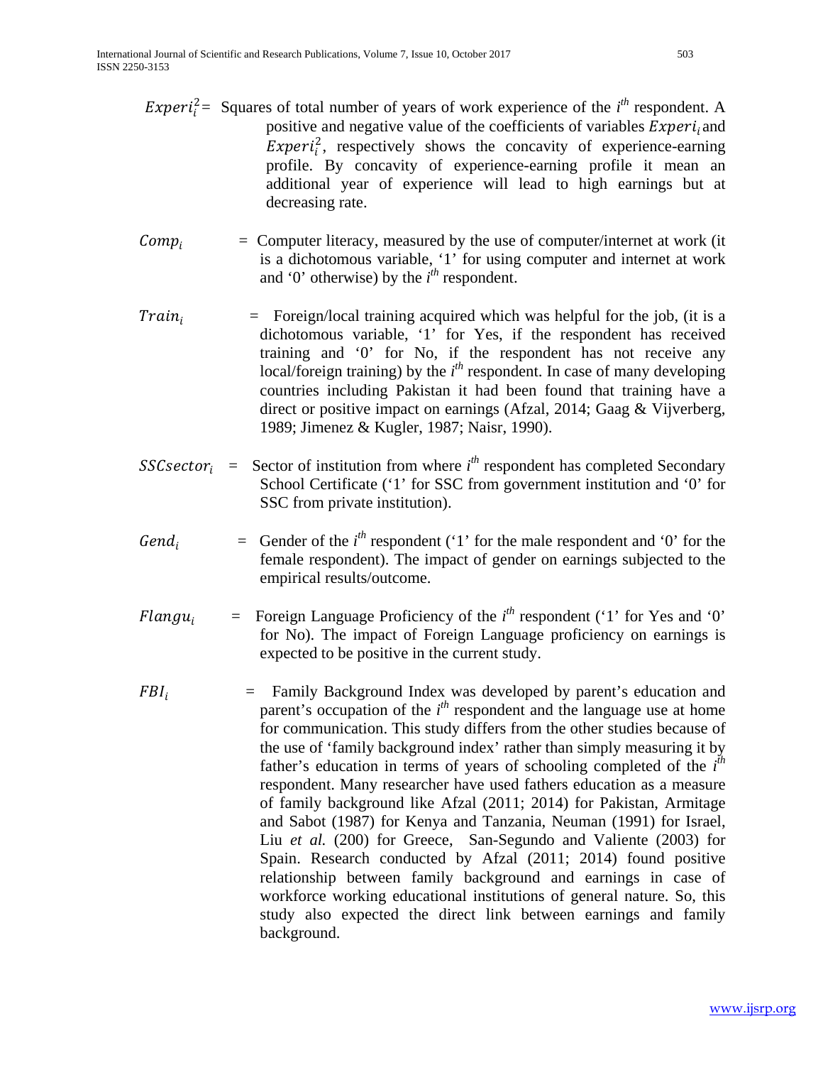$Experi_i^2$ = Squares of total number of years of work experience of the $i^{th}$ respondent. A positive and negative value of the coefficients of variables $Experi_i$ and $Experi_i^2$, respectively shows the concavity of experience-earning profile. By concavity of experience-earning profile it mean an additional year of experience will lead to high earnings but at decreasing rate.

$Comp_i$ = Computer literacy, measured by the use of computer/internet at work (it is a dichotomous variable, '1' for using computer and internet at work and '0' otherwise) by the $i^{th}$ respondent.

$Train_i$ = Foreign/local training acquired which was helpful for the job, (it is a dichotomous variable, '1' for Yes, if the respondent has received training and '0' for No, if the respondent has not receive any local/foreign training) by the $i^{th}$ respondent. In case of many developing countries including Pakistan it had been found that training have a direct or positive impact on earnings (Afzal, 2014; Gaag & Vijverberg, 1989; Jimenez & Kugler, 1987; Naisr, 1990).

$SSCsector_i$ = Sector of institution from where $i^{th}$ respondent has completed Secondary School Certificate ('1' for SSC from government institution and '0' for SSC from private institution).

$Gend_i$ = Gender of the $i^{th}$ respondent ('1' for the male respondent and '0' for the female respondent). The impact of gender on earnings subjected to the empirical results/outcome.

$Flangu_i$ = Foreign Language Proficiency of the $i^{th}$ respondent ('1' for Yes and '0' for No). The impact of Foreign Language proficiency on earnings is expected to be positive in the current study.

$FBI_i$ = Family Background Index was developed by parent's education and parent's occupation of the $i^{th}$ respondent and the language use at home for communication. This study differs from the other studies because of the use of 'family background index' rather than simply measuring it by father's education in terms of years of schooling completed of the $i^{th}$ respondent. Many researcher have used fathers education as a measure of family background like Afzal (2011; 2014) for Pakistan, Armitage and Sabot (1987) for Kenya and Tanzania, Neuman (1991) for Israel, Liu *et al.* (200) for Greece, San-Segundo and Valiente (2003) for Spain. Research conducted by Afzal (2011; 2014) found positive relationship between family background and earnings in case of workforce working educational institutions of general nature. So, this study also expected the direct link between earnings and family background.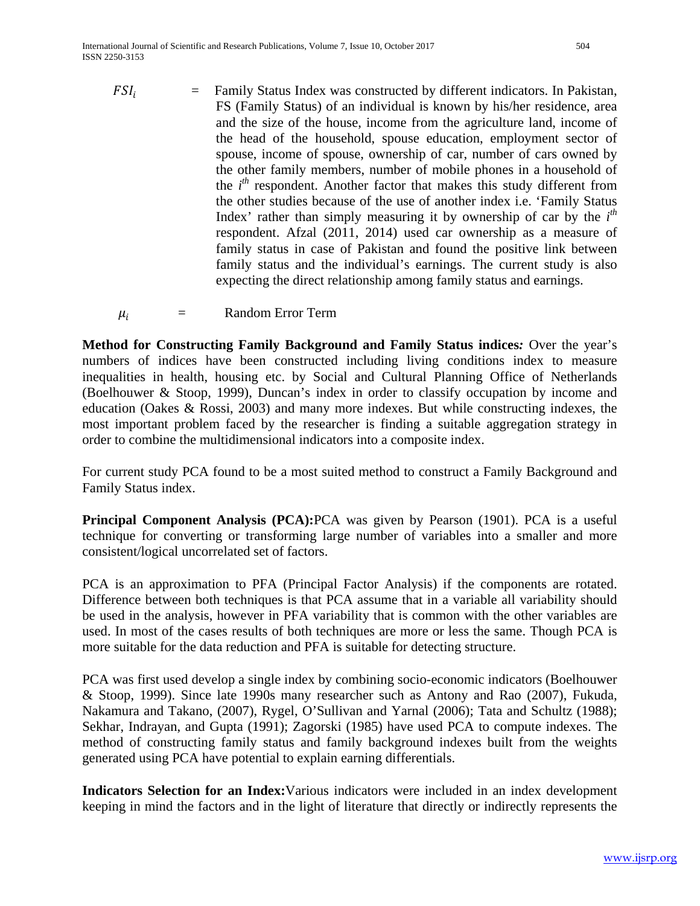$FSI_i$ = Family Status Index was constructed by different indicators. In Pakistan, FS (Family Status) of an individual is known by his/her residence, area and the size of the house, income from the agriculture land, income of the head of the household, spouse education, employment sector of spouse, income of spouse, ownership of car, number of cars owned by the other family members, number of mobile phones in a household of the $i^{th}$ respondent. Another factor that makes this study different from the other studies because of the use of another index i.e. 'Family Status Index' rather than simply measuring it by ownership of car by the $i^{th}$ respondent. Afzal (2011, 2014) used car ownership as a measure of family status in case of Pakistan and found the positive link between family status and the individual's earnings. The current study is also expecting the direct relationship among family status and earnings.

$\mu_i$ = Random Error Term

**Method for Constructing Family Background and Family Status indices*:*** Over the year's numbers of indices have been constructed including living conditions index to measure inequalities in health, housing etc. by Social and Cultural Planning Office of Netherlands (Boelhouwer & Stoop, 1999), Duncan's index in order to classify occupation by income and education (Oakes & Rossi, 2003) and many more indexes. But while constructing indexes, the most important problem faced by the researcher is finding a suitable aggregation strategy in order to combine the multidimensional indicators into a composite index.

For current study PCA found to be a most suited method to construct a Family Background and Family Status index.

**Principal Component Analysis (PCA):**PCA was given by Pearson (1901). PCA is a useful technique for converting or transforming large number of variables into a smaller and more consistent/logical uncorrelated set of factors.

PCA is an approximation to PFA (Principal Factor Analysis) if the components are rotated. Difference between both techniques is that PCA assume that in a variable all variability should be used in the analysis, however in PFA variability that is common with the other variables are used. In most of the cases results of both techniques are more or less the same. Though PCA is more suitable for the data reduction and PFA is suitable for detecting structure.

PCA was first used develop a single index by combining socio-economic indicators (Boelhouwer & Stoop, 1999). Since late 1990s many researcher such as Antony and Rao (2007), Fukuda, Nakamura and Takano, (2007), Rygel, O'Sullivan and Yarnal (2006); Tata and Schultz (1988); Sekhar, Indrayan, and Gupta (1991); Zagorski (1985) have used PCA to compute indexes. The method of constructing family status and family background indexes built from the weights generated using PCA have potential to explain earning differentials.

**Indicators Selection for an Index:**Various indicators were included in an index development keeping in mind the factors and in the light of literature that directly or indirectly represents the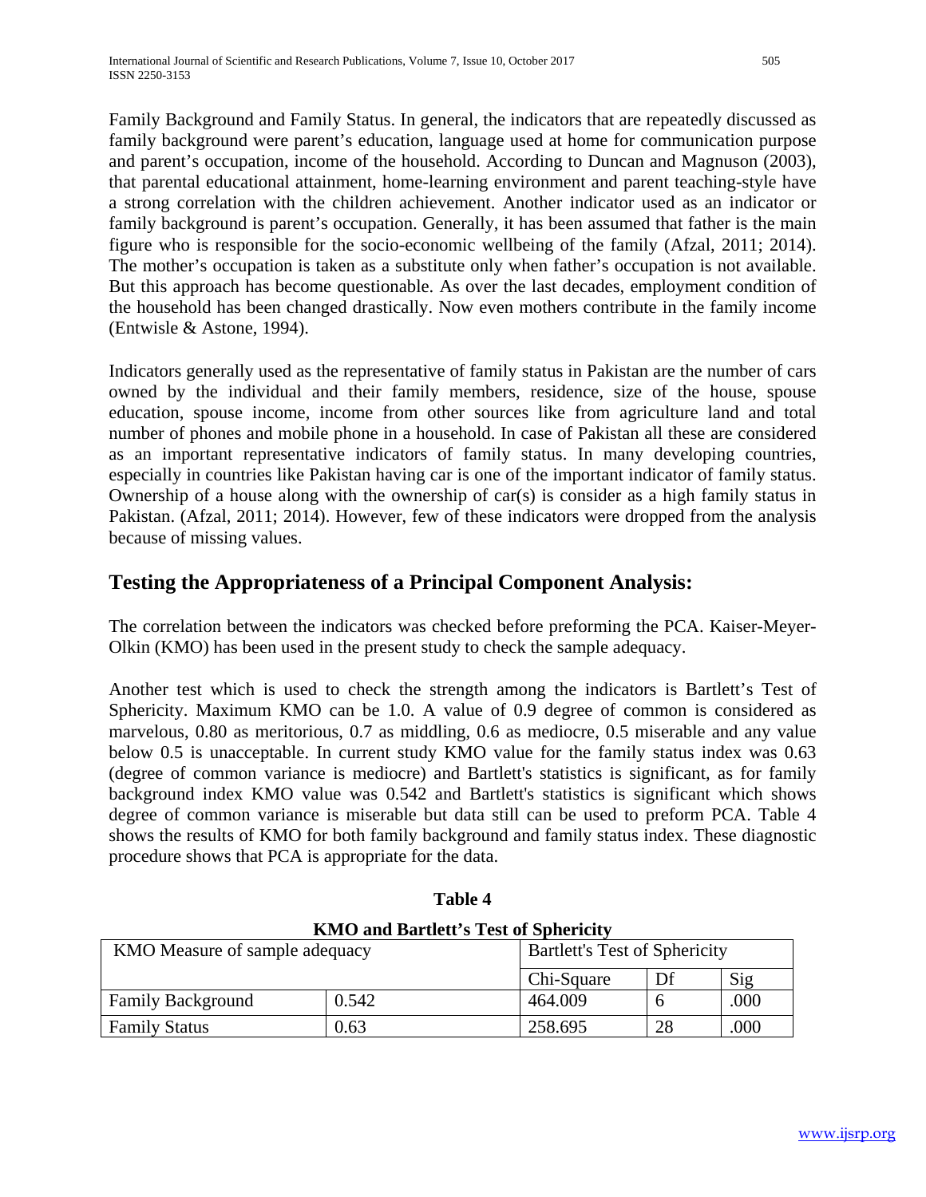Family Background and Family Status. In general, the indicators that are repeatedly discussed as family background were parent's education, language used at home for communication purpose and parent's occupation, income of the household. According to Duncan and Magnuson (2003), that parental educational attainment, home-learning environment and parent teaching-style have a strong correlation with the children achievement. Another indicator used as an indicator or family background is parent's occupation. Generally, it has been assumed that father is the main figure who is responsible for the socio-economic wellbeing of the family (Afzal, 2011; 2014). The mother's occupation is taken as a substitute only when father's occupation is not available. But this approach has become questionable. As over the last decades, employment condition of the household has been changed drastically. Now even mothers contribute in the family income (Entwisle & Astone, 1994).

Indicators generally used as the representative of family status in Pakistan are the number of cars owned by the individual and their family members, residence, size of the house, spouse education, spouse income, income from other sources like from agriculture land and total number of phones and mobile phone in a household. In case of Pakistan all these are considered as an important representative indicators of family status. In many developing countries, especially in countries like Pakistan having car is one of the important indicator of family status. Ownership of a house along with the ownership of car(s) is consider as a high family status in Pakistan. (Afzal, 2011; 2014). However, few of these indicators were dropped from the analysis because of missing values.

## Testing the Appropriateness of a Principal Component Analysis:

The correlation between the indicators was checked before preforming the PCA. Kaiser-Meyer-Olkin (KMO) has been used in the present study to check the sample adequacy.

Another test which is used to check the strength among the indicators is Bartlett's Test of Sphericity. Maximum KMO can be 1.0. A value of 0.9 degree of common is considered as marvelous, 0.80 as meritorious, 0.7 as middling, 0.6 as mediocre, 0.5 miserable and any value below 0.5 is unacceptable. In current study KMO value for the family status index was 0.63 (degree of common variance is mediocre) and Bartlett's statistics is significant, as for family background index KMO value was 0.542 and Bartlett's statistics is significant which shows degree of common variance is miserable but data still can be used to preform PCA. Table 4 shows the results of KMO for both family background and family status index. These diagnostic procedure shows that PCA is appropriate for the data.

**Table 4**

**KMO and Bartlett's Test of Sphericity**

| KMO Measure of sample adequacy | | Bartlett's Test of Sphericity | | |
|---|---|---|---|---|
| | | Chi-Square | Df | Sig |
| Family Background | 0.542 | 464.009 | 6 | .000 |
| Family Status | 0.63 | 258.695 | 28 | .000 |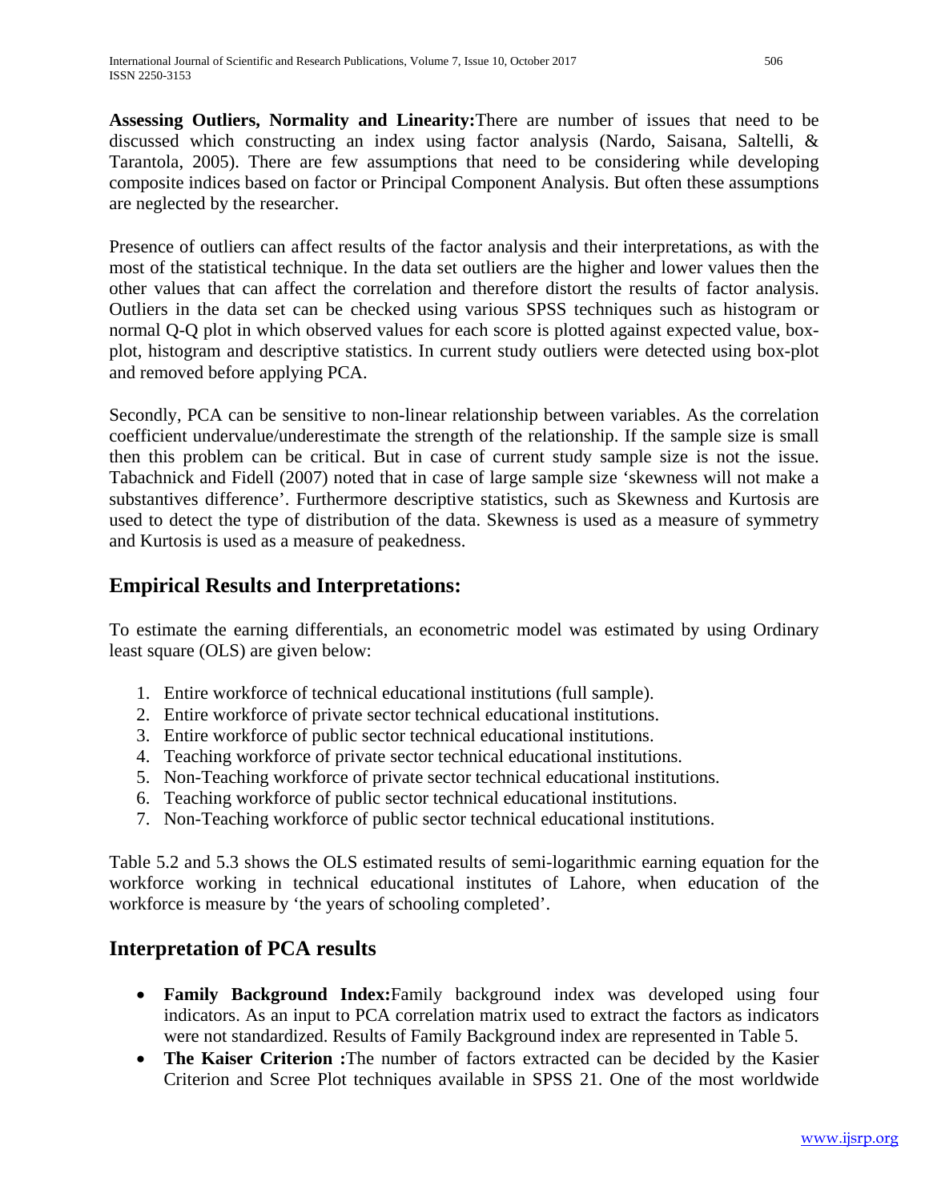**Assessing Outliers, Normality and Linearity:**There are number of issues that need to be discussed which constructing an index using factor analysis (Nardo, Saisana, Saltelli, & Tarantola, 2005). There are few assumptions that need to be considering while developing composite indices based on factor or Principal Component Analysis. But often these assumptions are neglected by the researcher.

Presence of outliers can affect results of the factor analysis and their interpretations, as with the most of the statistical technique. In the data set outliers are the higher and lower values then the other values that can affect the correlation and therefore distort the results of factor analysis. Outliers in the data set can be checked using various SPSS techniques such as histogram or normal Q-Q plot in which observed values for each score is plotted against expected value, box-plot, histogram and descriptive statistics. In current study outliers were detected using box-plot and removed before applying PCA.

Secondly, PCA can be sensitive to non-linear relationship between variables. As the correlation coefficient undervalue/underestimate the strength of the relationship. If the sample size is small then this problem can be critical. But in case of current study sample size is not the issue. Tabachnick and Fidell (2007) noted that in case of large sample size 'skewness will not make a substantives difference'. Furthermore descriptive statistics, such as Skewness and Kurtosis are used to detect the type of distribution of the data. Skewness is used as a measure of symmetry and Kurtosis is used as a measure of peakedness.

## Empirical Results and Interpretations:

To estimate the earning differentials, an econometric model was estimated by using Ordinary least square (OLS) are given below:

1. Entire workforce of technical educational institutions (full sample).
2. Entire workforce of private sector technical educational institutions.
3. Entire workforce of public sector technical educational institutions.
4. Teaching workforce of private sector technical educational institutions.
5. Non-Teaching workforce of private sector technical educational institutions.
6. Teaching workforce of public sector technical educational institutions.
7. Non-Teaching workforce of public sector technical educational institutions.

Table 5.2 and 5.3 shows the OLS estimated results of semi-logarithmic earning equation for the workforce working in technical educational institutes of Lahore, when education of the workforce is measure by 'the years of schooling completed'.

## Interpretation of PCA results

- **Family Background Index:**Family background index was developed using four indicators. As an input to PCA correlation matrix used to extract the factors as indicators were not standardized. Results of Family Background index are represented in Table 5.
- **The Kaiser Criterion :**The number of factors extracted can be decided by the Kasier Criterion and Scree Plot techniques available in SPSS 21. One of the most worldwide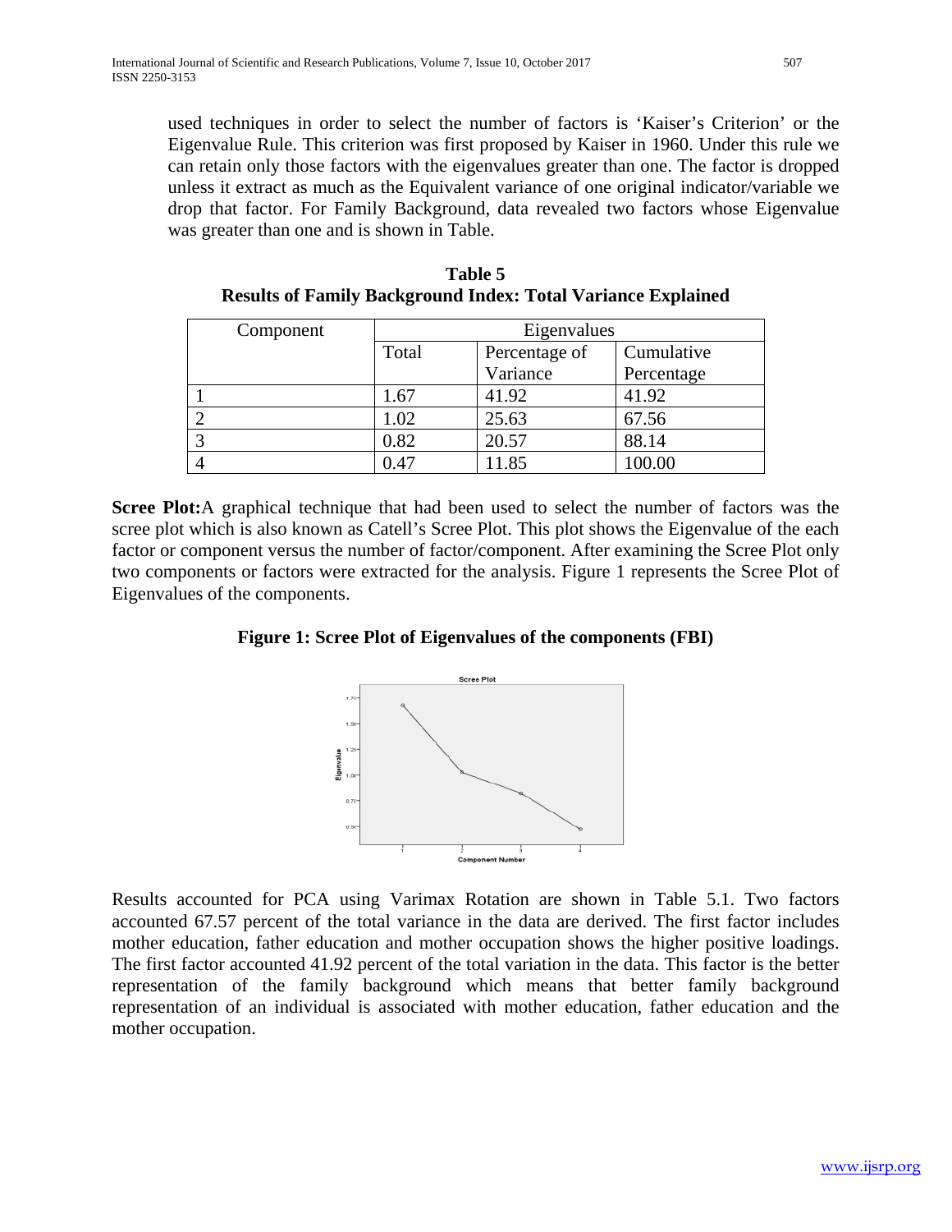used techniques in order to select the number of factors is 'Kaiser's Criterion' or the Eigenvalue Rule. This criterion was first proposed by Kaiser in 1960. Under this rule we can retain only those factors with the eigenvalues greater than one. The factor is dropped unless it extract as much as the Equivalent variance of one original indicator/variable we drop that factor. For Family Background, data revealed two factors whose Eigenvalue was greater than one and is shown in Table.

**Table 5**
**Results of Family Background Index: Total Variance Explained**

| Component | Eigenvalues | | |
|---|---|---|---|
| | Total | Percentage of Variance | Cumulative Percentage |
| 1 | 1.67 | 41.92 | 41.92 |
| 2 | 1.02 | 25.63 | 67.56 |
| 3 | 0.82 | 20.57 | 88.14 |
| 4 | 0.47 | 11.85 | 100.00 |

**Scree Plot:**A graphical technique that had been used to select the number of factors was the scree plot which is also known as Catell's Scree Plot. This plot shows the Eigenvalue of the each factor or component versus the number of factor/component. After examining the Scree Plot only two components or factors were extracted for the analysis. Figure 1 represents the Scree Plot of Eigenvalues of the components.

**Figure 1: Scree Plot of Eigenvalues of the components (FBI)**

Results accounted for PCA using Varimax Rotation are shown in Table 5.1. Two factors accounted 67.57 percent of the total variance in the data are derived. The first factor includes mother education, father education and mother occupation shows the higher positive loadings. The first factor accounted 41.92 percent of the total variation in the data. This factor is the better representation of the family background which means that better family background representation of an individual is associated with mother education, father education and the mother occupation.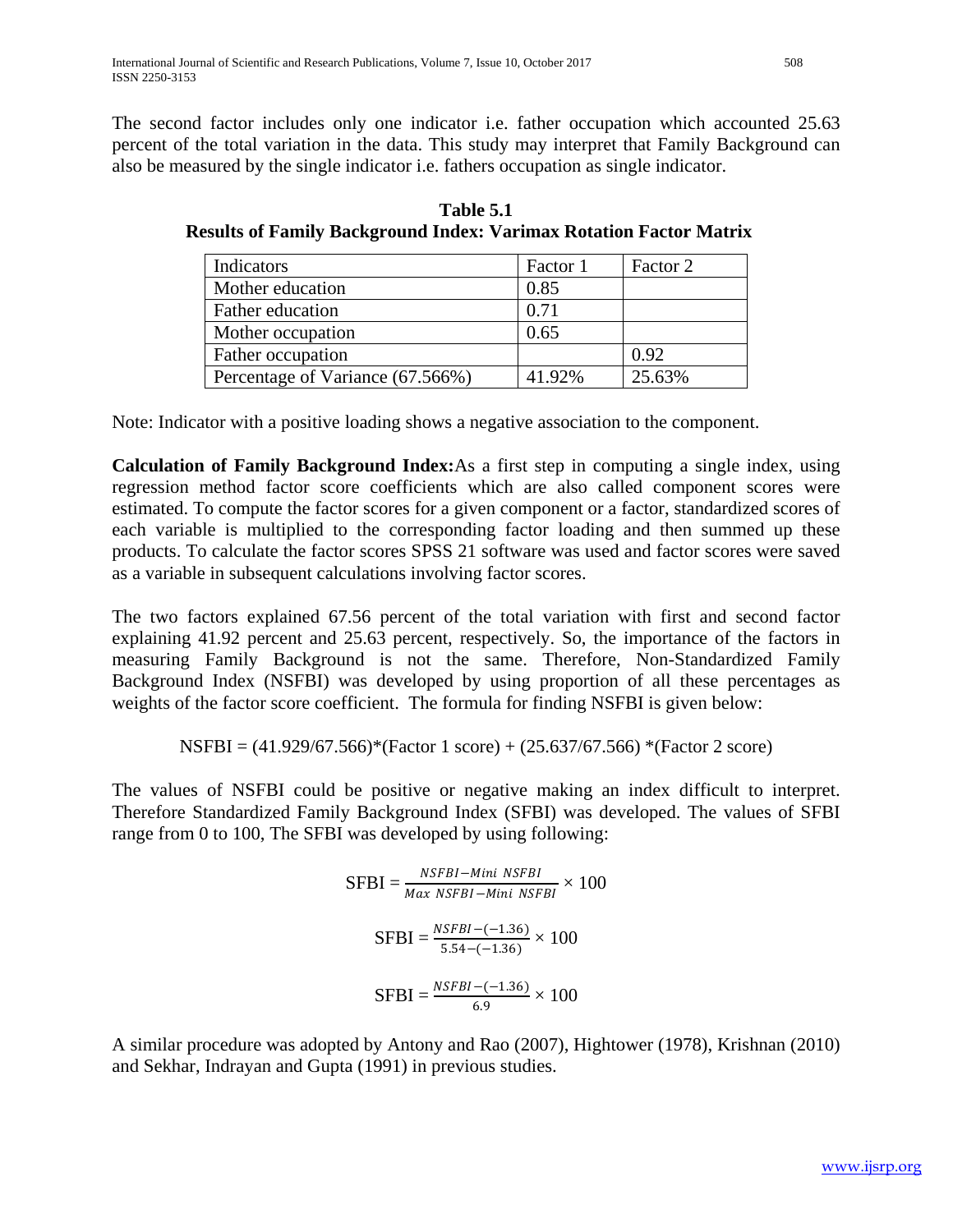The second factor includes only one indicator i.e. father occupation which accounted 25.63 percent of the total variation in the data. This study may interpret that Family Background can also be measured by the single indicator i.e. fathers occupation as single indicator.

**Table 5.1**
**Results of Family Background Index: Varimax Rotation Factor Matrix**

| Indicators | Factor 1 | Factor 2 |
|---|---|---|
| Mother education | 0.85 | |
| Father education | 0.71 | |
| Mother occupation | 0.65 | |
| Father occupation | | 0.92 |
| Percentage of Variance (67.566%) | 41.92% | 25.63% |

Note: Indicator with a positive loading shows a negative association to the component.

**Calculation of Family Background Index:**As a first step in computing a single index, using regression method factor score coefficients which are also called component scores were estimated. To compute the factor scores for a given component or a factor, standardized scores of each variable is multiplied to the corresponding factor loading and then summed up these products. To calculate the factor scores SPSS 21 software was used and factor scores were saved as a variable in subsequent calculations involving factor scores.

The two factors explained 67.56 percent of the total variation with first and second factor explaining 41.92 percent and 25.63 percent, respectively. So, the importance of the factors in measuring Family Background is not the same. Therefore, Non-Standardized Family Background Index (NSFBI) was developed by using proportion of all these percentages as weights of the factor score coefficient. The formula for finding NSFBI is given below:

NSFBI = (41.929/67.566)*(Factor 1 score) + (25.637/67.566) *(Factor 2 score)

The values of NSFBI could be positive or negative making an index difficult to interpret. Therefore Standardized Family Background Index (SFBI) was developed. The values of SFBI range from 0 to 100, The SFBI was developed by using following:

$$\text{SFBI} = \frac{NSFBI - Mini\ NSFBI}{Max\ NSFBI - Mini\ NSFBI} \times 100$$

$$\text{SFBI} = \frac{NSFBI - (-1.36)}{5.54 - (-1.36)} \times 100$$

$$\text{SFBI} = \frac{NSFBI - (-1.36)}{6.9} \times 100$$

A similar procedure was adopted by Antony and Rao (2007), Hightower (1978), Krishnan (2010) and Sekhar, Indrayan and Gupta (1991) in previous studies.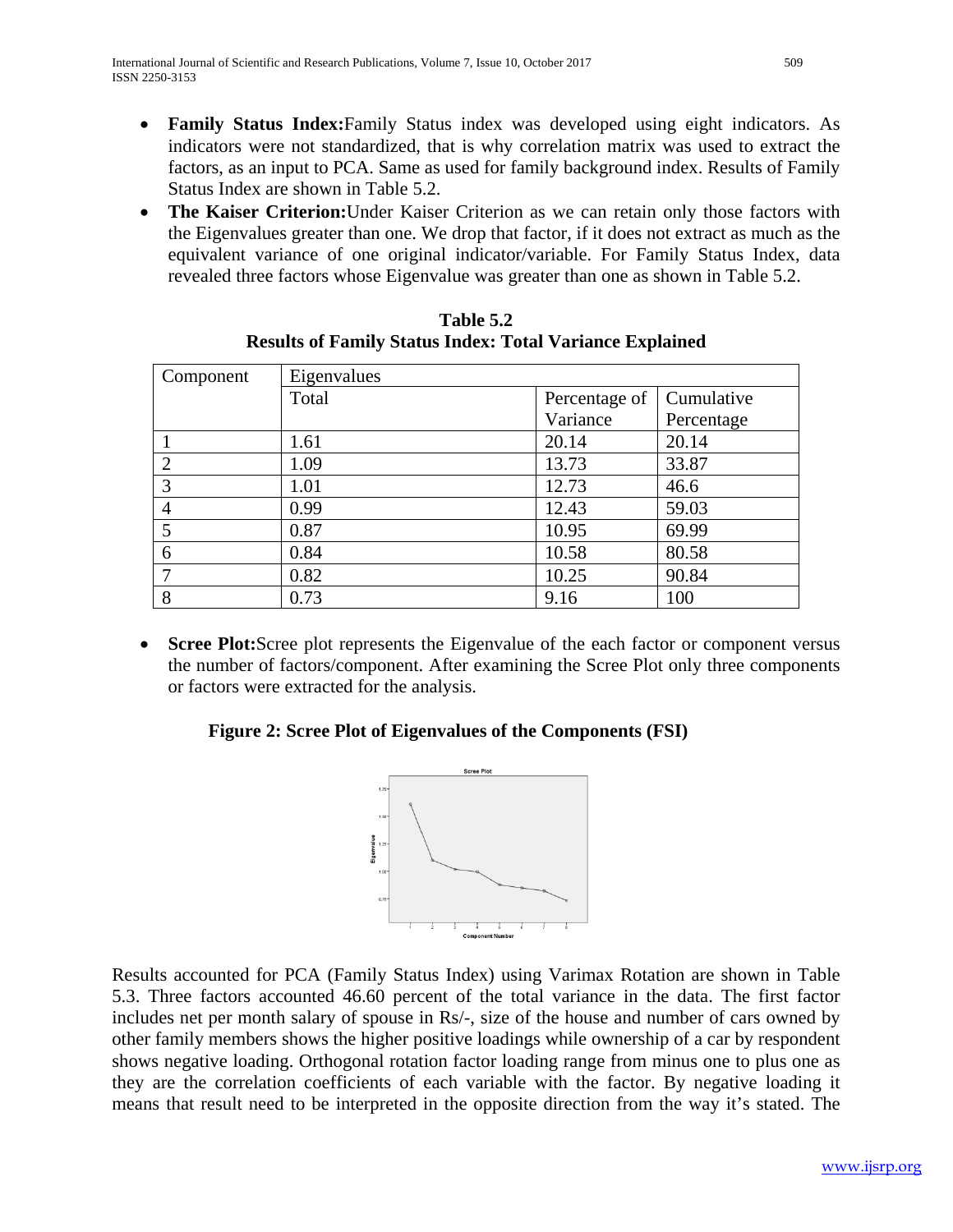- **Family Status Index:**Family Status index was developed using eight indicators. As indicators were not standardized, that is why correlation matrix was used to extract the factors, as an input to PCA. Same as used for family background index. Results of Family Status Index are shown in Table 5.2.
- **The Kaiser Criterion:**Under Kaiser Criterion as we can retain only those factors with the Eigenvalues greater than one. We drop that factor, if it does not extract as much as the equivalent variance of one original indicator/variable. For Family Status Index, data revealed three factors whose Eigenvalue was greater than one as shown in Table 5.2.

**Table 5.2**
**Results of Family Status Index: Total Variance Explained**

| Component | Eigenvalues | | |
|---|---|---|---|
| | Total | Percentage of Variance | Cumulative Percentage |
| 1 | 1.61 | 20.14 | 20.14 |
| 2 | 1.09 | 13.73 | 33.87 |
| 3 | 1.01 | 12.73 | 46.6 |
| 4 | 0.99 | 12.43 | 59.03 |
| 5 | 0.87 | 10.95 | 69.99 |
| 6 | 0.84 | 10.58 | 80.58 |
| 7 | 0.82 | 10.25 | 90.84 |
| 8 | 0.73 | 9.16 | 100 |

- **Scree Plot:**Scree plot represents the Eigenvalue of the each factor or component versus the number of factors/component. After examining the Scree Plot only three components or factors were extracted for the analysis.

**Figure 2: Scree Plot of Eigenvalues of the Components (FSI)**

Results accounted for PCA (Family Status Index) using Varimax Rotation are shown in Table 5.3. Three factors accounted 46.60 percent of the total variance in the data. The first factor includes net per month salary of spouse in Rs/-, size of the house and number of cars owned by other family members shows the higher positive loadings while ownership of a car by respondent shows negative loading. Orthogonal rotation factor loading range from minus one to plus one as they are the correlation coefficients of each variable with the factor. By negative loading it means that result need to be interpreted in the opposite direction from the way it's stated. The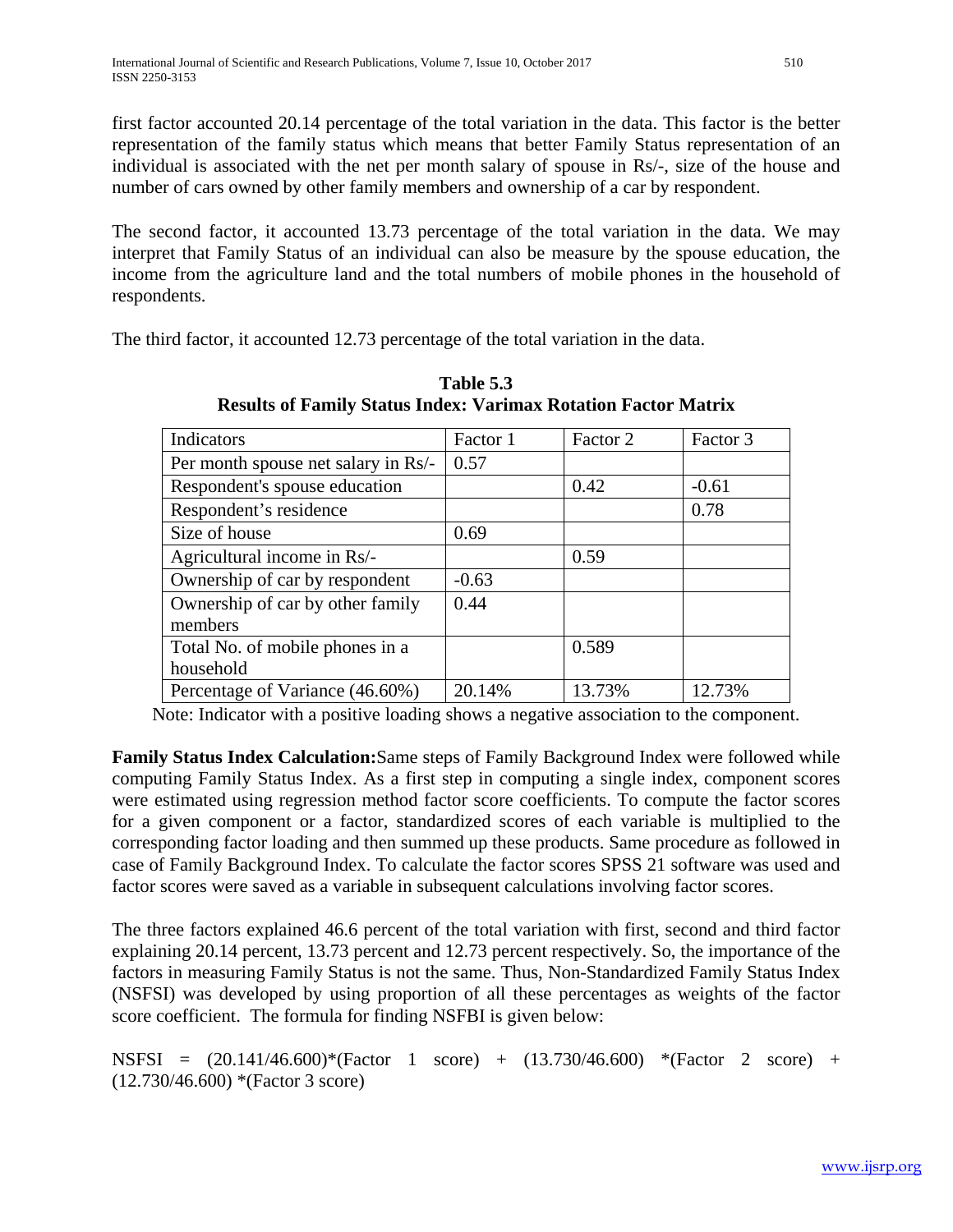first factor accounted 20.14 percentage of the total variation in the data. This factor is the better representation of the family status which means that better Family Status representation of an individual is associated with the net per month salary of spouse in Rs/-, size of the house and number of cars owned by other family members and ownership of a car by respondent.

The second factor, it accounted 13.73 percentage of the total variation in the data. We may interpret that Family Status of an individual can also be measure by the spouse education, the income from the agriculture land and the total numbers of mobile phones in the household of respondents.

The third factor, it accounted 12.73 percentage of the total variation in the data.

**Table 5.3**
**Results of Family Status Index: Varimax Rotation Factor Matrix**

| Indicators | Factor 1 | Factor 2 | Factor 3 |
|---|---|---|---|
| Per month spouse net salary in Rs/- | 0.57 | | |
| Respondent's spouse education | | 0.42 | -0.61 |
| Respondent's residence | | | 0.78 |
| Size of house | 0.69 | | |
| Agricultural income in Rs/- | | 0.59 | |
| Ownership of car by respondent | -0.63 | | |
| Ownership of car by other family members | 0.44 | | |
| Total No. of mobile phones in a household | | 0.589 | |
| Percentage of Variance (46.60%) | 20.14% | 13.73% | 12.73% |

Note: Indicator with a positive loading shows a negative association to the component.

**Family Status Index Calculation:** Same steps of Family Background Index were followed while computing Family Status Index. As a first step in computing a single index, component scores were estimated using regression method factor score coefficients. To compute the factor scores for a given component or a factor, standardized scores of each variable is multiplied to the corresponding factor loading and then summed up these products. Same procedure as followed in case of Family Background Index. To calculate the factor scores SPSS 21 software was used and factor scores were saved as a variable in subsequent calculations involving factor scores.

The three factors explained 46.6 percent of the total variation with first, second and third factor explaining 20.14 percent, 13.73 percent and 12.73 percent respectively. So, the importance of the factors in measuring Family Status is not the same. Thus, Non-Standardized Family Status Index (NSFSI) was developed by using proportion of all these percentages as weights of the factor score coefficient. The formula for finding NSFBI is given below:

$$NSFSI = (20.141/46.600)*(\text{Factor 1 score}) + (13.730/46.600)*(\text{Factor 2 score}) + (12.730/46.600)*(\text{Factor 3 score})$$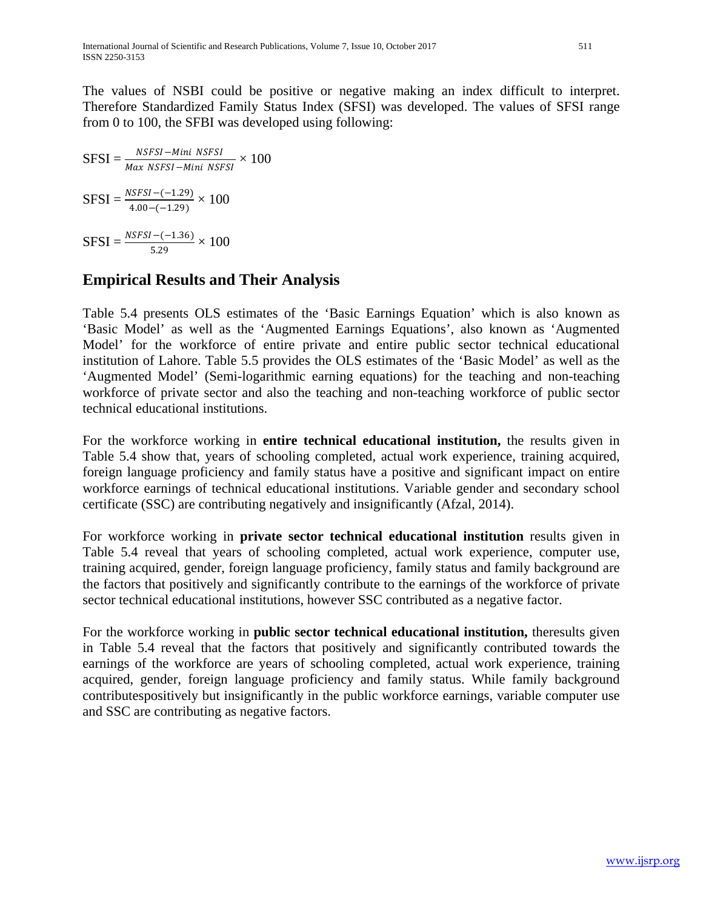The values of NSBI could be positive or negative making an index difficult to interpret. Therefore Standardized Family Status Index (SFSI) was developed. The values of SFSI range from 0 to 100, the SFBI was developed using following:

$$\text{SFSI} = \frac{NSFSI - Mini\ NSFSI}{Max\ NSFSI - Mini\ NSFSI} \times 100$$

$$\text{SFSI} = \frac{NSFSI - (-1.29)}{4.00 - (-1.29)} \times 100$$

$$\text{SFSI} = \frac{NSFSI - (-1.36)}{5.29} \times 100$$

## Empirical Results and Their Analysis

Table 5.4 presents OLS estimates of the 'Basic Earnings Equation' which is also known as 'Basic Model' as well as the 'Augmented Earnings Equations', also known as 'Augmented Model' for the workforce of entire private and entire public sector technical educational institution of Lahore. Table 5.5 provides the OLS estimates of the 'Basic Model' as well as the 'Augmented Model' (Semi-logarithmic earning equations) for the teaching and non-teaching workforce of private sector and also the teaching and non-teaching workforce of public sector technical educational institutions.

For the workforce working in **entire technical educational institution,** the results given in Table 5.4 show that, years of schooling completed, actual work experience, training acquired, foreign language proficiency and family status have a positive and significant impact on entire workforce earnings of technical educational institutions. Variable gender and secondary school certificate (SSC) are contributing negatively and insignificantly (Afzal, 2014).

For workforce working in **private sector technical educational institution** results given in Table 5.4 reveal that years of schooling completed, actual work experience, computer use, training acquired, gender, foreign language proficiency, family status and family background are the factors that positively and significantly contribute to the earnings of the workforce of private sector technical educational institutions, however SSC contributed as a negative factor.

For the workforce working in **public sector technical educational institution,** theresults given in Table 5.4 reveal that the factors that positively and significantly contributed towards the earnings of the workforce are years of schooling completed, actual work experience, training acquired, gender, foreign language proficiency and family status. While family background contributespositively but insignificantly in the public workforce earnings, variable computer use and SSC are contributing as negative factors.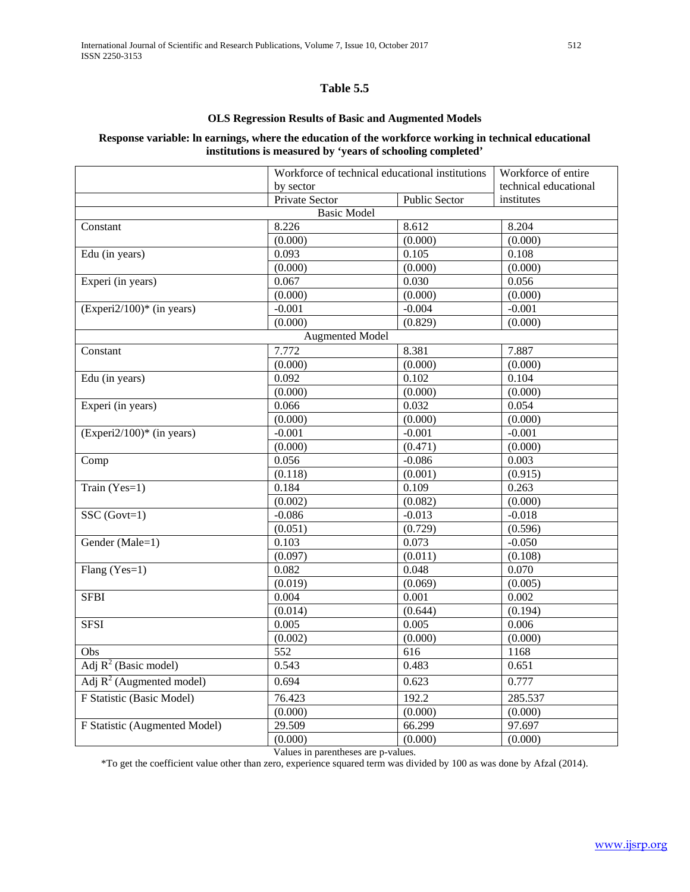## Table 5.5

### OLS Regression Results of Basic and Augmented Models

**Response variable: ln earnings, where the education of the workforce working in technical educational institutions is measured by 'years of schooling completed'**

| | Workforce of technical educational institutions by sector | | Workforce of entire technical educational institutes |
|---|---|---|---|
| | Private Sector | Public Sector | |
| **Basic Model** | | | |
| Constant | 8.226 | 8.612 | 8.204 |
| | (0.000) | (0.000) | (0.000) |
| Edu (in years) | 0.093 | 0.105 | 0.108 |
| | (0.000) | (0.000) | (0.000) |
| Experi (in years) | 0.067 | 0.030 | 0.056 |
| | (0.000) | (0.000) | (0.000) |
| (Experi2/100)* (in years) | -0.001 | -0.004 | -0.001 |
| | (0.000) | (0.829) | (0.000) |
| **Augmented Model** | | | |
| Constant | 7.772 | 8.381 | 7.887 |
| | (0.000) | (0.000) | (0.000) |
| Edu (in years) | 0.092 | 0.102 | 0.104 |
| | (0.000) | (0.000) | (0.000) |
| Experi (in years) | 0.066 | 0.032 | 0.054 |
| | (0.000) | (0.000) | (0.000) |
| (Experi2/100)* (in years) | -0.001 | -0.001 | -0.001 |
| | (0.000) | (0.471) | (0.000) |
| Comp | 0.056 | -0.086 | 0.003 |
| | (0.118) | (0.001) | (0.915) |
| Train (Yes=1) | 0.184 | 0.109 | 0.263 |
| | (0.002) | (0.082) | (0.000) |
| SSC (Govt=1) | -0.086 | -0.013 | -0.018 |
| | (0.051) | (0.729) | (0.596) |
| Gender (Male=1) | 0.103 | 0.073 | -0.050 |
| | (0.097) | (0.011) | (0.108) |
| Flang (Yes=1) | 0.082 | 0.048 | 0.070 |
| | (0.019) | (0.069) | (0.005) |
| SFBI | 0.004 | 0.001 | 0.002 |
| | (0.014) | (0.644) | (0.194) |
| SFSI | 0.005 | 0.005 | 0.006 |
| | (0.002) | (0.000) | (0.000) |
| Obs | 552 | 616 | 1168 |
| Adj $R^2$ (Basic model) | 0.543 | 0.483 | 0.651 |
| Adj $R^2$ (Augmented model) | 0.694 | 0.623 | 0.777 |
| F Statistic (Basic Model) | 76.423 | 192.2 | 285.537 |
| | (0.000) | (0.000) | (0.000) |
| F Statistic (Augmented Model) | 29.509 | 66.299 | 97.697 |
| | (0.000) | (0.000) | (0.000) |

Values in parentheses are p-values.

*To get the coefficient value other than zero, experience squared term was divided by 100 as was done by Afzal (2014).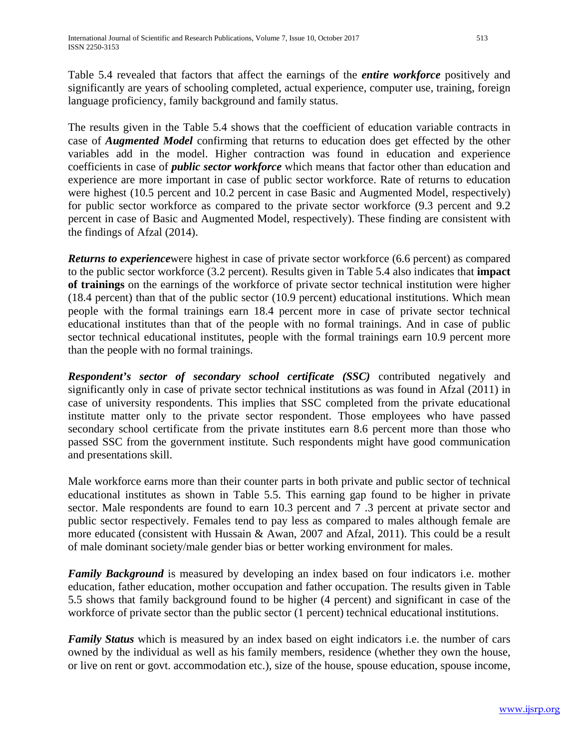Table 5.4 revealed that factors that affect the earnings of the ***entire workforce*** positively and significantly are years of schooling completed, actual experience, computer use, training, foreign language proficiency, family background and family status.

The results given in the Table 5.4 shows that the coefficient of education variable contracts in case of ***Augmented Model*** confirming that returns to education does get effected by the other variables add in the model. Higher contraction was found in education and experience coefficients in case of ***public sector workforce*** which means that factor other than education and experience are more important in case of public sector workforce. Rate of returns to education were highest (10.5 percent and 10.2 percent in case Basic and Augmented Model, respectively) for public sector workforce as compared to the private sector workforce (9.3 percent and 9.2 percent in case of Basic and Augmented Model, respectively). These finding are consistent with the findings of Afzal (2014).

***Returns to experience***were highest in case of private sector workforce (6.6 percent) as compared to the public sector workforce (3.2 percent). Results given in Table 5.4 also indicates that **impact of trainings** on the earnings of the workforce of private sector technical institution were higher (18.4 percent) than that of the public sector (10.9 percent) educational institutions. Which mean people with the formal trainings earn 18.4 percent more in case of private sector technical educational institutes than that of the people with no formal trainings. And in case of public sector technical educational institutes, people with the formal trainings earn 10.9 percent more than the people with no formal trainings.

***Respondent's sector of secondary school certificate (SSC)*** contributed negatively and significantly only in case of private sector technical institutions as was found in Afzal (2011) in case of university respondents. This implies that SSC completed from the private educational institute matter only to the private sector respondent. Those employees who have passed secondary school certificate from the private institutes earn 8.6 percent more than those who passed SSC from the government institute. Such respondents might have good communication and presentations skill.

Male workforce earns more than their counter parts in both private and public sector of technical educational institutes as shown in Table 5.5. This earning gap found to be higher in private sector. Male respondents are found to earn 10.3 percent and 7 .3 percent at private sector and public sector respectively. Females tend to pay less as compared to males although female are more educated (consistent with Hussain & Awan, 2007 and Afzal, 2011). This could be a result of male dominant society/male gender bias or better working environment for males.

***Family Background*** is measured by developing an index based on four indicators i.e. mother education, father education, mother occupation and father occupation. The results given in Table 5.5 shows that family background found to be higher (4 percent) and significant in case of the workforce of private sector than the public sector (1 percent) technical educational institutions.

***Family Status*** which is measured by an index based on eight indicators i.e. the number of cars owned by the individual as well as his family members, residence (whether they own the house, or live on rent or govt. accommodation etc.), size of the house, spouse education, spouse income,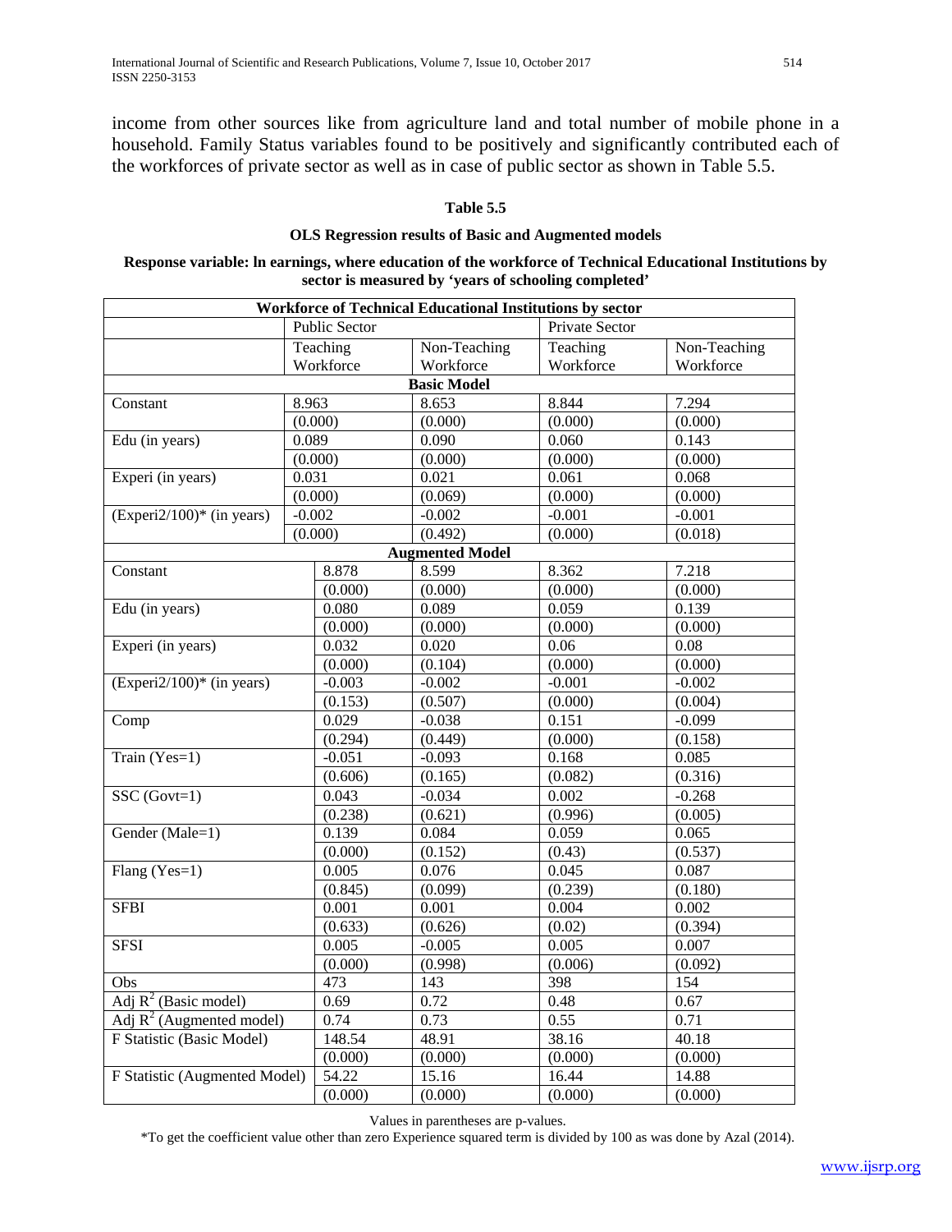income from other sources like from agriculture land and total number of mobile phone in a household. Family Status variables found to be positively and significantly contributed each of the workforces of private sector as well as in case of public sector as shown in Table 5.5.

**Table 5.5**

**OLS Regression results of Basic and Augmented models**

**Response variable: ln earnings, where education of the workforce of Technical Educational Institutions by sector is measured by 'years of schooling completed'**

| Workforce of Technical Educational Institutions by sector | | | | |
|---|---|---|---|---|
| | Public Sector | | Private Sector | |
| | Teaching Workforce | Non-Teaching Workforce | Teaching Workforce | Non-Teaching Workforce |
| **Basic Model** | | | | |
| Constant | 8.963 | 8.653 | 8.844 | 7.294 |
| | (0.000) | (0.000) | (0.000) | (0.000) |
| Edu (in years) | 0.089 | 0.090 | 0.060 | 0.143 |
| | (0.000) | (0.000) | (0.000) | (0.000) |
| Experi (in years) | 0.031 | 0.021 | 0.061 | 0.068 |
| | (0.000) | (0.069) | (0.000) | (0.000) |
| (Experi2/100)* (in years) | -0.002 | -0.002 | -0.001 | -0.001 |
| | (0.000) | (0.492) | (0.000) | (0.018) |
| **Augmented Model** | | | | |
| Constant | 8.878 | 8.599 | 8.362 | 7.218 |
| | (0.000) | (0.000) | (0.000) | (0.000) |
| Edu (in years) | 0.080 | 0.089 | 0.059 | 0.139 |
| | (0.000) | (0.000) | (0.000) | (0.000) |
| Experi (in years) | 0.032 | 0.020 | 0.06 | 0.08 |
| | (0.000) | (0.104) | (0.000) | (0.000) |
| (Experi2/100)* (in years) | -0.003 | -0.002 | -0.001 | -0.002 |
| | (0.153) | (0.507) | (0.000) | (0.004) |
| Comp | 0.029 | -0.038 | 0.151 | -0.099 |
| | (0.294) | (0.449) | (0.000) | (0.158) |
| Train (Yes=1) | -0.051 | -0.093 | 0.168 | 0.085 |
| | (0.606) | (0.165) | (0.082) | (0.316) |
| SSC (Govt=1) | 0.043 | -0.034 | 0.002 | -0.268 |
| | (0.238) | (0.621) | (0.996) | (0.005) |
| Gender (Male=1) | 0.139 | 0.084 | 0.059 | 0.065 |
| | (0.000) | (0.152) | (0.43) | (0.537) |
| Flang (Yes=1) | 0.005 | 0.076 | 0.045 | 0.087 |
| | (0.845) | (0.099) | (0.239) | (0.180) |
| SFBI | 0.001 | 0.001 | 0.004 | 0.002 |
| | (0.633) | (0.626) | (0.02) | (0.394) |
| SFSI | 0.005 | -0.005 | 0.005 | 0.007 |
| | (0.000) | (0.998) | (0.006) | (0.092) |
| Obs | 473 | 143 | 398 | 154 |
| Adj $R^2$ (Basic model) | 0.69 | 0.72 | 0.48 | 0.67 |
| Adj $R^2$ (Augmented model) | 0.74 | 0.73 | 0.55 | 0.71 |
| F Statistic (Basic Model) | 148.54 | 48.91 | 38.16 | 40.18 |
| | (0.000) | (0.000) | (0.000) | (0.000) |
| F Statistic (Augmented Model) | 54.22 | 15.16 | 16.44 | 14.88 |
| | (0.000) | (0.000) | (0.000) | (0.000) |

Values in parentheses are p-values.

*To get the coefficient value other than zero Experience squared term is divided by 100 as was done by Azal (2014).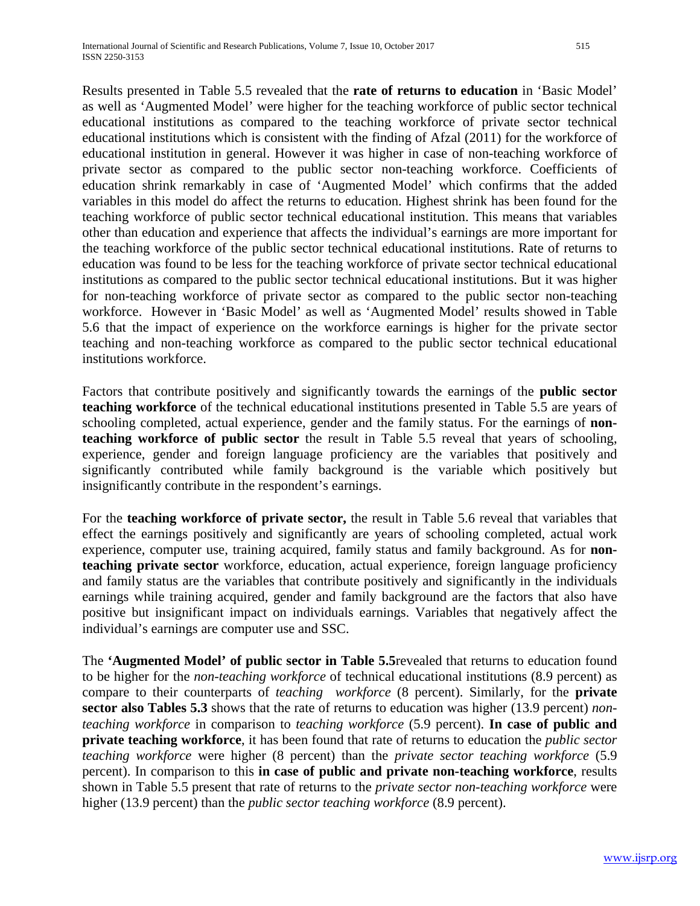Results presented in Table 5.5 revealed that the **rate of returns to education** in 'Basic Model' as well as 'Augmented Model' were higher for the teaching workforce of public sector technical educational institutions as compared to the teaching workforce of private sector technical educational institutions which is consistent with the finding of Afzal (2011) for the workforce of educational institution in general. However it was higher in case of non-teaching workforce of private sector as compared to the public sector non-teaching workforce. Coefficients of education shrink remarkably in case of 'Augmented Model' which confirms that the added variables in this model do affect the returns to education. Highest shrink has been found for the teaching workforce of public sector technical educational institution. This means that variables other than education and experience that affects the individual's earnings are more important for the teaching workforce of the public sector technical educational institutions. Rate of returns to education was found to be less for the teaching workforce of private sector technical educational institutions as compared to the public sector technical educational institutions. But it was higher for non-teaching workforce of private sector as compared to the public sector non-teaching workforce. However in 'Basic Model' as well as 'Augmented Model' results showed in Table 5.6 that the impact of experience on the workforce earnings is higher for the private sector teaching and non-teaching workforce as compared to the public sector technical educational institutions workforce.

Factors that contribute positively and significantly towards the earnings of the **public sector teaching workforce** of the technical educational institutions presented in Table 5.5 are years of schooling completed, actual experience, gender and the family status. For the earnings of **non-teaching workforce of public sector** the result in Table 5.5 reveal that years of schooling, experience, gender and foreign language proficiency are the variables that positively and significantly contributed while family background is the variable which positively but insignificantly contribute in the respondent's earnings.

For the **teaching workforce of private sector,** the result in Table 5.6 reveal that variables that effect the earnings positively and significantly are years of schooling completed, actual work experience, computer use, training acquired, family status and family background. As for **non-teaching private sector** workforce, education, actual experience, foreign language proficiency and family status are the variables that contribute positively and significantly in the individuals earnings while training acquired, gender and family background are the factors that also have positive but insignificant impact on individuals earnings. Variables that negatively affect the individual's earnings are computer use and SSC.

The **'Augmented Model' of public sector in Table 5.5**revealed that returns to education found to be higher for the *non-teaching workforce* of technical educational institutions (8.9 percent) as compare to their counterparts of *teaching workforce* (8 percent). Similarly, for the **private sector also Tables 5.3** shows that the rate of returns to education was higher (13.9 percent) *non-teaching workforce* in comparison to *teaching workforce* (5.9 percent). **In case of public and private teaching workforce**, it has been found that rate of returns to education the *public sector teaching workforce* were higher (8 percent) than the *private sector teaching workforce* (5.9 percent). In comparison to this **in case of public and private non-teaching workforce**, results shown in Table 5.5 present that rate of returns to the *private sector non-teaching workforce* were higher (13.9 percent) than the *public sector teaching workforce* (8.9 percent).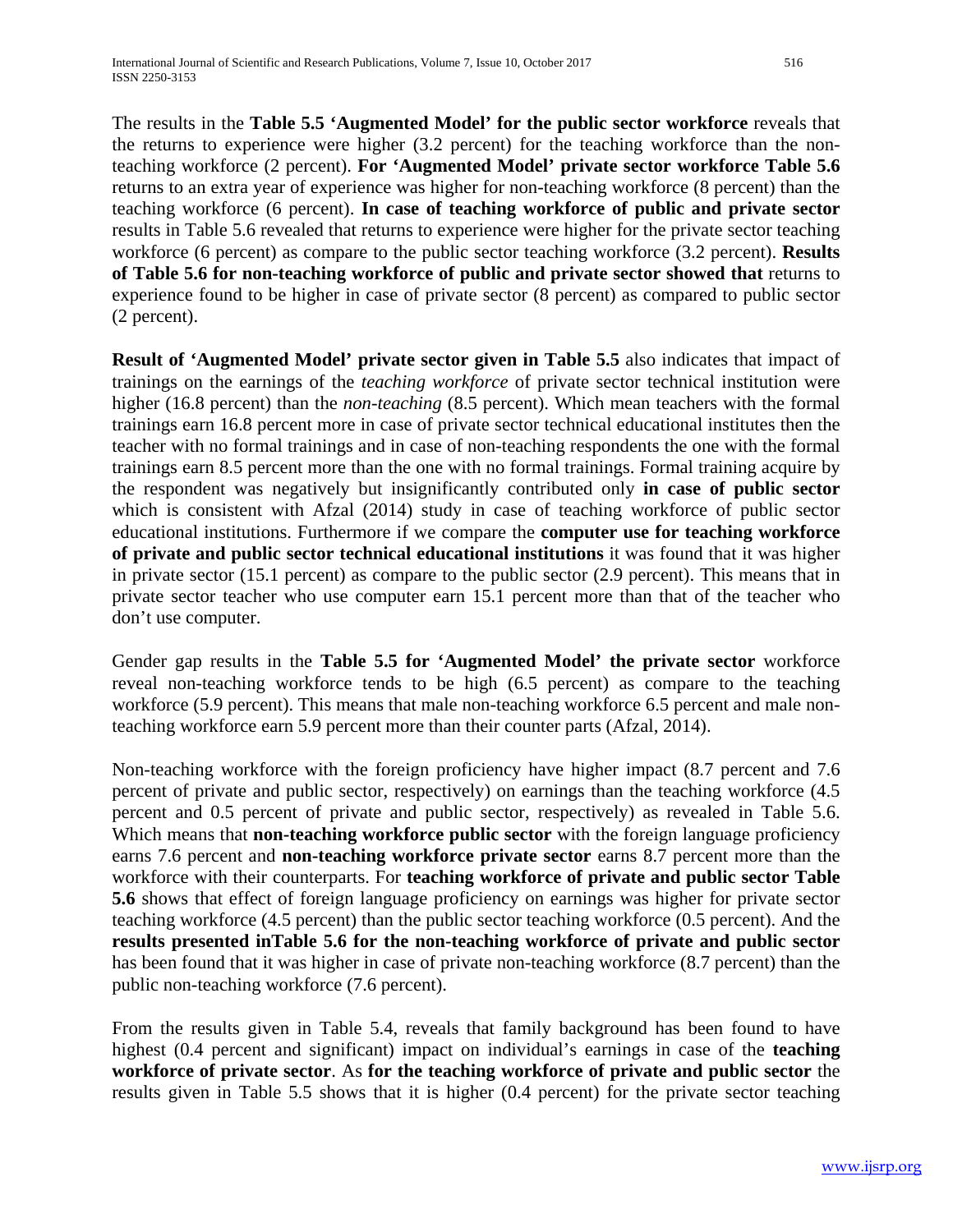The results in the **Table 5.5 'Augmented Model' for the public sector workforce** reveals that the returns to experience were higher (3.2 percent) for the teaching workforce than the non-teaching workforce (2 percent). **For 'Augmented Model' private sector workforce Table 5.6** returns to an extra year of experience was higher for non-teaching workforce (8 percent) than the teaching workforce (6 percent). **In case of teaching workforce of public and private sector** results in Table 5.6 revealed that returns to experience were higher for the private sector teaching workforce (6 percent) as compare to the public sector teaching workforce (3.2 percent). **Results of Table 5.6 for non-teaching workforce of public and private sector showed that** returns to experience found to be higher in case of private sector (8 percent) as compared to public sector (2 percent).

**Result of 'Augmented Model' private sector given in Table 5.5** also indicates that impact of trainings on the earnings of the *teaching workforce* of private sector technical institution were higher (16.8 percent) than the *non-teaching* (8.5 percent). Which mean teachers with the formal trainings earn 16.8 percent more in case of private sector technical educational institutes then the teacher with no formal trainings and in case of non-teaching respondents the one with the formal trainings earn 8.5 percent more than the one with no formal trainings. Formal training acquire by the respondent was negatively but insignificantly contributed only **in case of public sector** which is consistent with Afzal (2014) study in case of teaching workforce of public sector educational institutions. Furthermore if we compare the **computer use for teaching workforce of private and public sector technical educational institutions** it was found that it was higher in private sector (15.1 percent) as compare to the public sector (2.9 percent). This means that in private sector teacher who use computer earn 15.1 percent more than that of the teacher who don't use computer.

Gender gap results in the **Table 5.5 for 'Augmented Model' the private sector** workforce reveal non-teaching workforce tends to be high (6.5 percent) as compare to the teaching workforce (5.9 percent). This means that male non-teaching workforce 6.5 percent and male non-teaching workforce earn 5.9 percent more than their counter parts (Afzal, 2014).

Non-teaching workforce with the foreign proficiency have higher impact (8.7 percent and 7.6 percent of private and public sector, respectively) on earnings than the teaching workforce (4.5 percent and 0.5 percent of private and public sector, respectively) as revealed in Table 5.6. Which means that **non-teaching workforce public sector** with the foreign language proficiency earns 7.6 percent and **non-teaching workforce private sector** earns 8.7 percent more than the workforce with their counterparts. For **teaching workforce of private and public sector Table 5.6** shows that effect of foreign language proficiency on earnings was higher for private sector teaching workforce (4.5 percent) than the public sector teaching workforce (0.5 percent). And the **results presented inTable 5.6 for the non-teaching workforce of private and public sector** has been found that it was higher in case of private non-teaching workforce (8.7 percent) than the public non-teaching workforce (7.6 percent).

From the results given in Table 5.4, reveals that family background has been found to have highest (0.4 percent and significant) impact on individual's earnings in case of the **teaching workforce of private sector**. As **for the teaching workforce of private and public sector** the results given in Table 5.5 shows that it is higher (0.4 percent) for the private sector teaching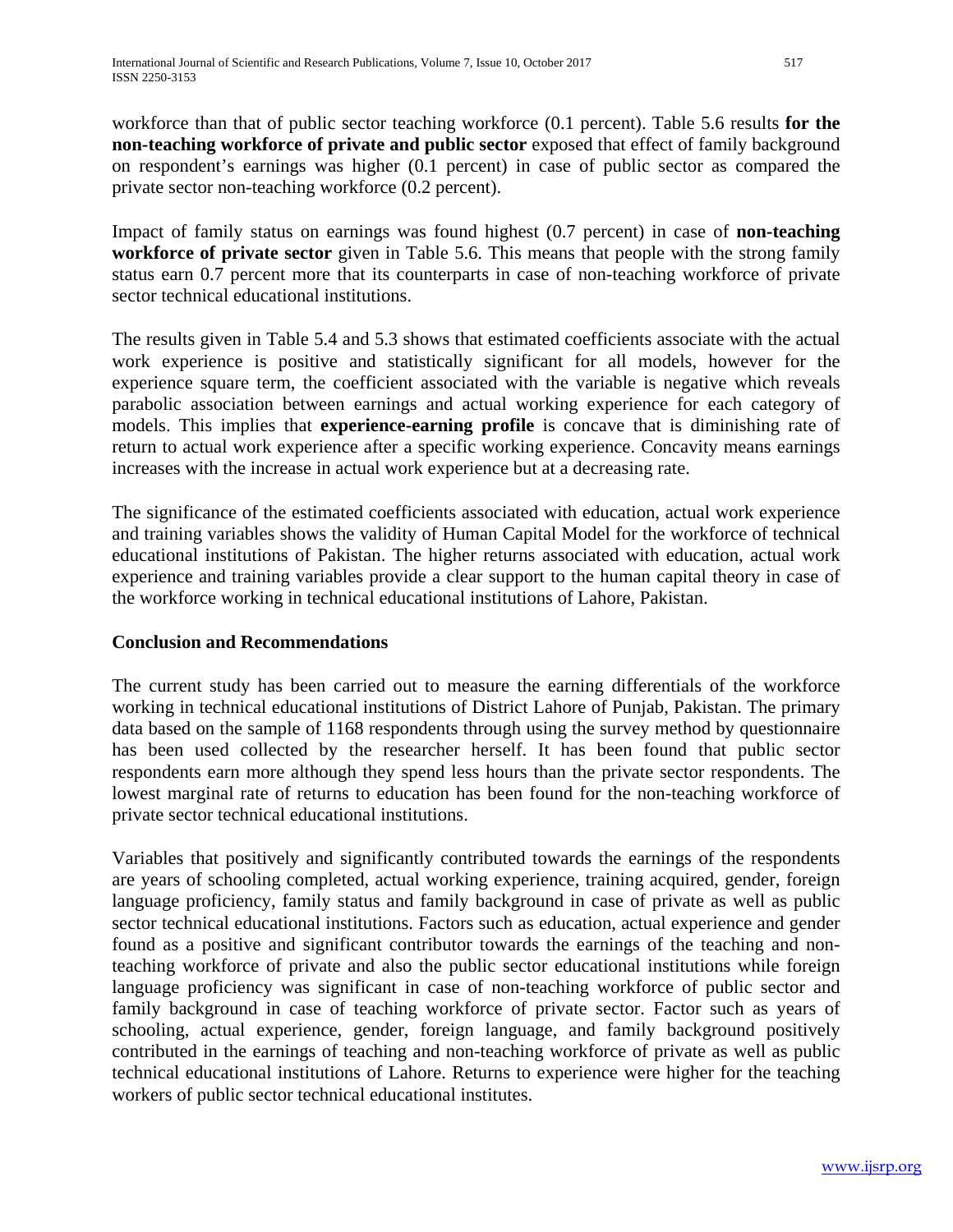workforce than that of public sector teaching workforce (0.1 percent). Table 5.6 results **for the non-teaching workforce of private and public sector** exposed that effect of family background on respondent's earnings was higher (0.1 percent) in case of public sector as compared the private sector non-teaching workforce (0.2 percent).

Impact of family status on earnings was found highest (0.7 percent) in case of **non-teaching workforce of private sector** given in Table 5.6. This means that people with the strong family status earn 0.7 percent more that its counterparts in case of non-teaching workforce of private sector technical educational institutions.

The results given in Table 5.4 and 5.3 shows that estimated coefficients associate with the actual work experience is positive and statistically significant for all models, however for the experience square term, the coefficient associated with the variable is negative which reveals parabolic association between earnings and actual working experience for each category of models. This implies that **experience-earning profile** is concave that is diminishing rate of return to actual work experience after a specific working experience. Concavity means earnings increases with the increase in actual work experience but at a decreasing rate.

The significance of the estimated coefficients associated with education, actual work experience and training variables shows the validity of Human Capital Model for the workforce of technical educational institutions of Pakistan. The higher returns associated with education, actual work experience and training variables provide a clear support to the human capital theory in case of the workforce working in technical educational institutions of Lahore, Pakistan.

## Conclusion and Recommendations

The current study has been carried out to measure the earning differentials of the workforce working in technical educational institutions of District Lahore of Punjab, Pakistan. The primary data based on the sample of 1168 respondents through using the survey method by questionnaire has been used collected by the researcher herself. It has been found that public sector respondents earn more although they spend less hours than the private sector respondents. The lowest marginal rate of returns to education has been found for the non-teaching workforce of private sector technical educational institutions.

Variables that positively and significantly contributed towards the earnings of the respondents are years of schooling completed, actual working experience, training acquired, gender, foreign language proficiency, family status and family background in case of private as well as public sector technical educational institutions. Factors such as education, actual experience and gender found as a positive and significant contributor towards the earnings of the teaching and non-teaching workforce of private and also the public sector educational institutions while foreign language proficiency was significant in case of non-teaching workforce of public sector and family background in case of teaching workforce of private sector. Factor such as years of schooling, actual experience, gender, foreign language, and family background positively contributed in the earnings of teaching and non-teaching workforce of private as well as public technical educational institutions of Lahore. Returns to experience were higher for the teaching workers of public sector technical educational institutes.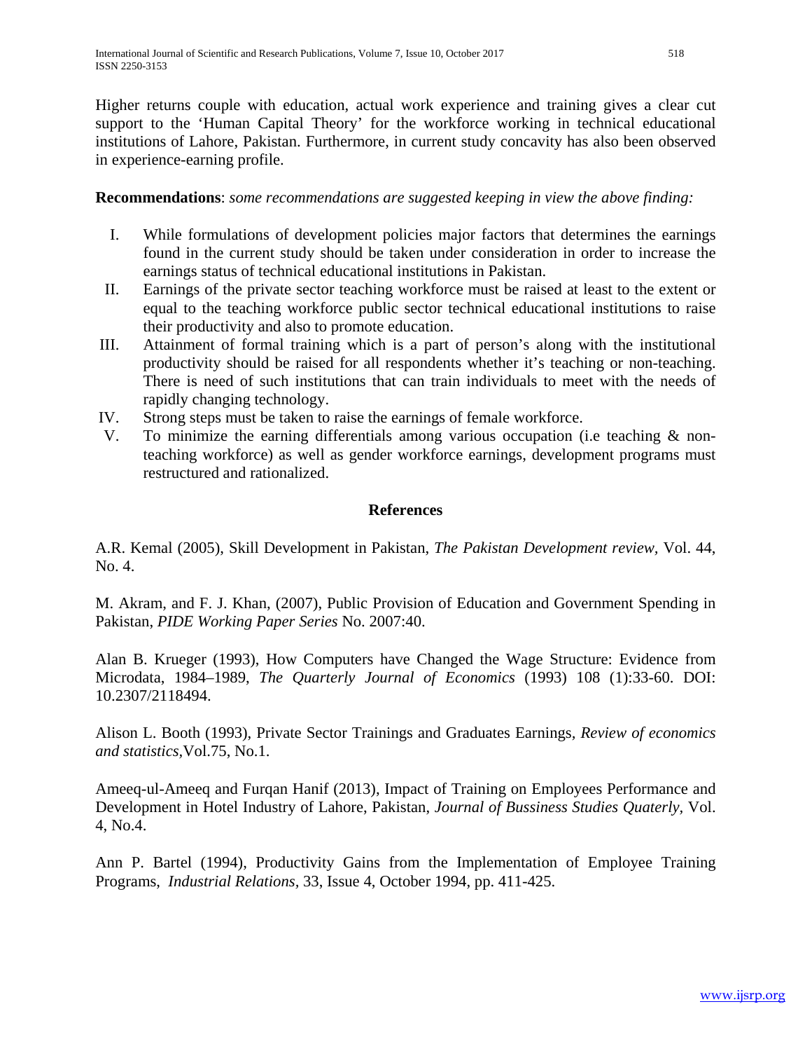Higher returns couple with education, actual work experience and training gives a clear cut support to the 'Human Capital Theory' for the workforce working in technical educational institutions of Lahore, Pakistan. Furthermore, in current study concavity has also been observed in experience-earning profile.

**Recommendations**: *some recommendations are suggested keeping in view the above finding:*

I. While formulations of development policies major factors that determines the earnings found in the current study should be taken under consideration in order to increase the earnings status of technical educational institutions in Pakistan.

II. Earnings of the private sector teaching workforce must be raised at least to the extent or equal to the teaching workforce public sector technical educational institutions to raise their productivity and also to promote education.

III. Attainment of formal training which is a part of person's along with the institutional productivity should be raised for all respondents whether it's teaching or non-teaching. There is need of such institutions that can train individuals to meet with the needs of rapidly changing technology.

IV. Strong steps must be taken to raise the earnings of female workforce.

V. To minimize the earning differentials among various occupation (i.e teaching & non-teaching workforce) as well as gender workforce earnings, development programs must restructured and rationalized.

## References

A.R. Kemal (2005), Skill Development in Pakistan, *The Pakistan Development review*, Vol. 44, No. 4.

M. Akram, and F. J. Khan, (2007), Public Provision of Education and Government Spending in Pakistan, *PIDE Working Paper Series* No. 2007:40.

Alan B. Krueger (1993), How Computers have Changed the Wage Structure: Evidence from Microdata, 1984–1989, *The Quarterly Journal of Economics* (1993) 108 (1):33-60. DOI: 10.2307/2118494.

Alison L. Booth (1993), Private Sector Trainings and Graduates Earnings, *Review of economics and statistics*,Vol.75, No.1.

Ameeq-ul-Ameeq and Furqan Hanif (2013), Impact of Training on Employees Performance and Development in Hotel Industry of Lahore, Pakistan, *Journal of Bussiness Studies Quaterly*, Vol. 4, No.4.

Ann P. Bartel (1994), Productivity Gains from the Implementation of Employee Training Programs, *Industrial Relations*, 33, Issue 4, October 1994, pp. 411-425.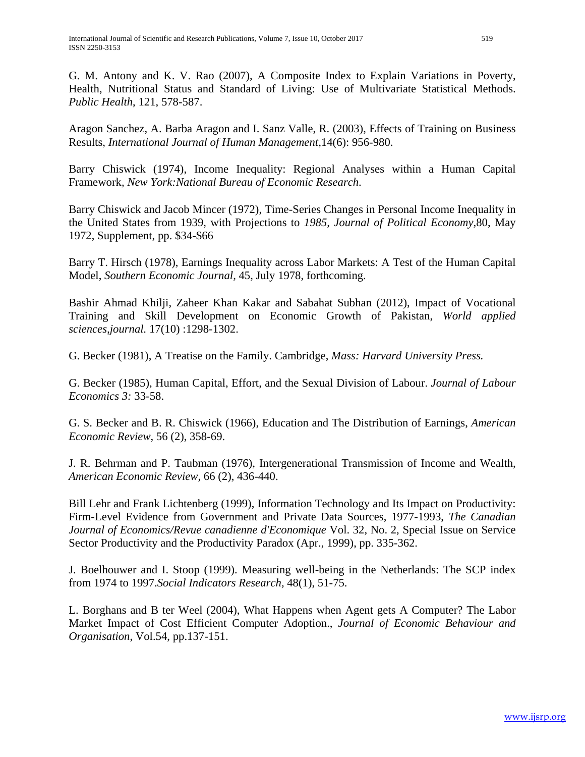G. M. Antony and K. V. Rao (2007), A Composite Index to Explain Variations in Poverty, Health, Nutritional Status and Standard of Living: Use of Multivariate Statistical Methods. *Public Health*, 121, 578-587.

Aragon Sanchez, A. Barba Aragon and I. Sanz Valle, R. (2003), Effects of Training on Business Results, *International Journal of Human Management*,14(6): 956-980.

Barry Chiswick (1974), Income Inequality: Regional Analyses within a Human Capital Framework*, New York:National Bureau of Economic Research*.

Barry Chiswick and Jacob Mincer (1972), Time-Series Changes in Personal Income Inequality in the United States from 1939, with Projections to *1985, Journal of Political Economy*,80, May 1972, Supplement, pp. $34-$66

Barry T. Hirsch (1978), Earnings Inequality across Labor Markets: A Test of the Human Capital Model, *Southern Economic Journal,* 45, July 1978, forthcoming.

Bashir Ahmad Khilji, Zaheer Khan Kakar and Sabahat Subhan (2012), Impact of Vocational Training and Skill Development on Economic Growth of Pakistan, *World applied sciences,journal.* 17(10) :1298-1302.

G. Becker (1981), A Treatise on the Family. Cambridge, *Mass: Harvard University Press.*

G. Becker (1985), Human Capital, Effort, and the Sexual Division of Labour. *Journal of Labour Economics 3:* 33-58.

G. S. Becker and B. R. Chiswick (1966), Education and The Distribution of Earnings, *American Economic Review*, 56 (2), 358-69.

J. R. Behrman and P. Taubman (1976), Intergenerational Transmission of Income and Wealth, *American Economic Review*, 66 (2), 436-440.

Bill Lehr and Frank Lichtenberg (1999), Information Technology and Its Impact on Productivity: Firm-Level Evidence from Government and Private Data Sources, 1977-1993, *The Canadian Journal of Economics/Revue canadienne d'Economique* Vol. 32, No. 2, Special Issue on Service Sector Productivity and the Productivity Paradox (Apr., 1999), pp. 335-362.

J. Boelhouwer and I. Stoop (1999). Measuring well-being in the Netherlands: The SCP index from 1974 to 1997.*Social Indicators Research*, 48(1), 51-75.

L. Borghans and B ter Weel (2004), What Happens when Agent gets A Computer? The Labor Market Impact of Cost Efficient Computer Adoption., *Journal of Economic Behaviour and Organisation*, Vol.54, pp.137-151.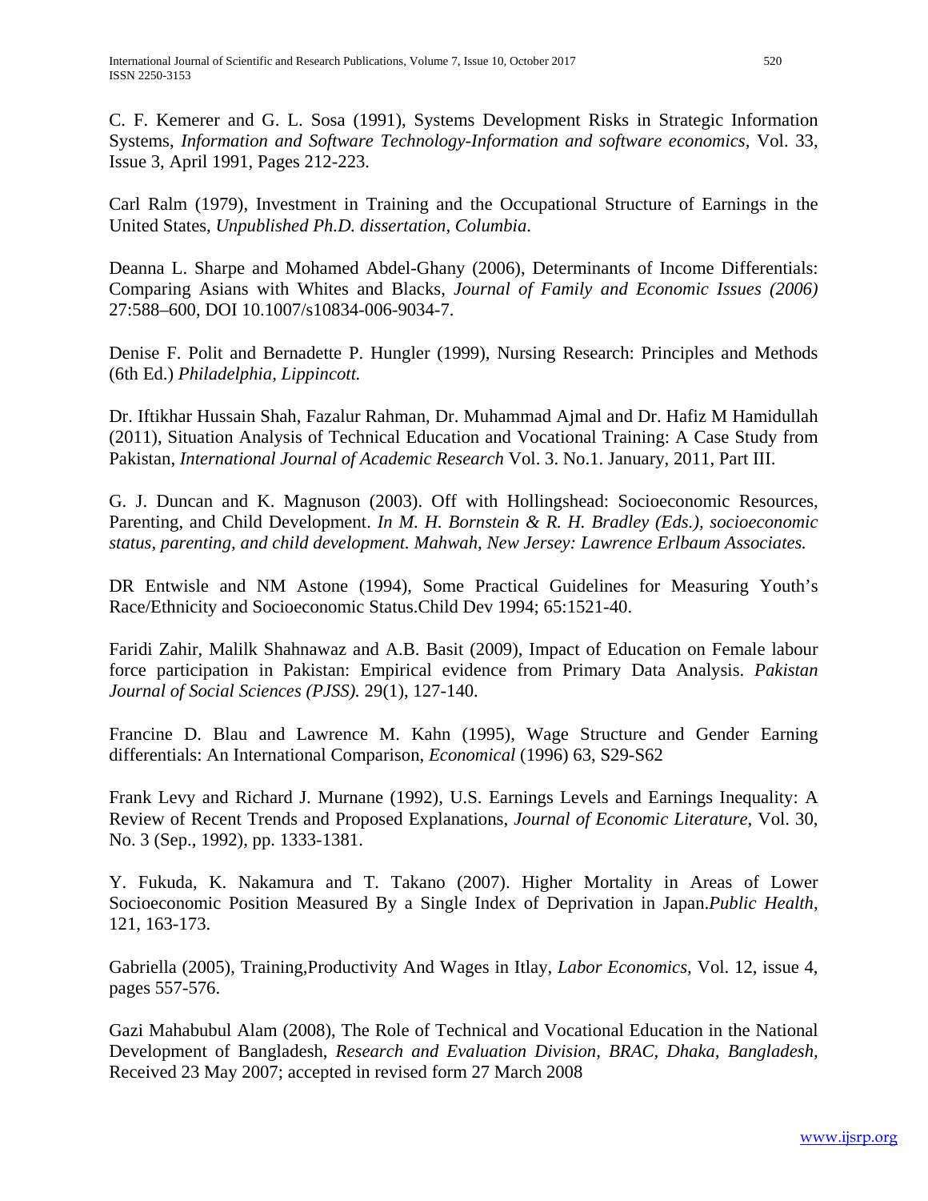C. F. Kemerer and G. L. Sosa (1991), Systems Development Risks in Strategic Information Systems, *Information and Software Technology-Information and software economics*, Vol. 33, Issue 3, April 1991, Pages 212-223.

Carl Ralm (1979), Investment in Training and the Occupational Structure of Earnings in the United States, *Unpublished Ph.D. dissertation, Columbia*.

Deanna L. Sharpe and Mohamed Abdel-Ghany (2006), Determinants of Income Differentials: Comparing Asians with Whites and Blacks, *Journal of Family and Economic Issues (2006)* 27:588–600, DOI 10.1007/s10834-006-9034-7.

Denise F. Polit and Bernadette P. Hungler (1999), Nursing Research: Principles and Methods (6th Ed.) *Philadelphia, Lippincott.*

Dr. Iftikhar Hussain Shah, Fazalur Rahman, Dr. Muhammad Ajmal and Dr. Hafiz M Hamidullah (2011), Situation Analysis of Technical Education and Vocational Training: A Case Study from Pakistan, *International Journal of Academic Research* Vol. 3. No.1. January, 2011, Part III.

G. J. Duncan and K. Magnuson (2003). Off with Hollingshead: Socioeconomic Resources, Parenting, and Child Development. *In M. H. Bornstein & R. H. Bradley (Eds.), socioeconomic status, parenting, and child development. Mahwah, New Jersey: Lawrence Erlbaum Associates.*

DR Entwisle and NM Astone (1994), Some Practical Guidelines for Measuring Youth's Race/Ethnicity and Socioeconomic Status.Child Dev 1994; 65:1521-40.

Faridi Zahir, Malilk Shahnawaz and A.B. Basit (2009), Impact of Education on Female labour force participation in Pakistan: Empirical evidence from Primary Data Analysis. *Pakistan Journal of Social Sciences (PJSS).* 29(1), 127-140.

Francine D. Blau and Lawrence M. Kahn (1995), Wage Structure and Gender Earning differentials: An International Comparison, *Economical* (1996) 63, S29-S62

Frank Levy and Richard J. Murnane (1992), U.S. Earnings Levels and Earnings Inequality: A Review of Recent Trends and Proposed Explanations, *Journal of Economic Literature,* Vol. 30, No. 3 (Sep., 1992), pp. 1333-1381.

Y. Fukuda, K. Nakamura and T. Takano (2007). Higher Mortality in Areas of Lower Socioeconomic Position Measured By a Single Index of Deprivation in Japan.*Public Health*, 121, 163-173.

Gabriella (2005), Training,Productivity And Wages in Itlay, *Labor Economics,* Vol. 12, issue 4, pages 557-576.

Gazi Mahabubul Alam (2008), The Role of Technical and Vocational Education in the National Development of Bangladesh, *Research and Evaluation Division, BRAC, Dhaka, Bangladesh,* Received 23 May 2007; accepted in revised form 27 March 2008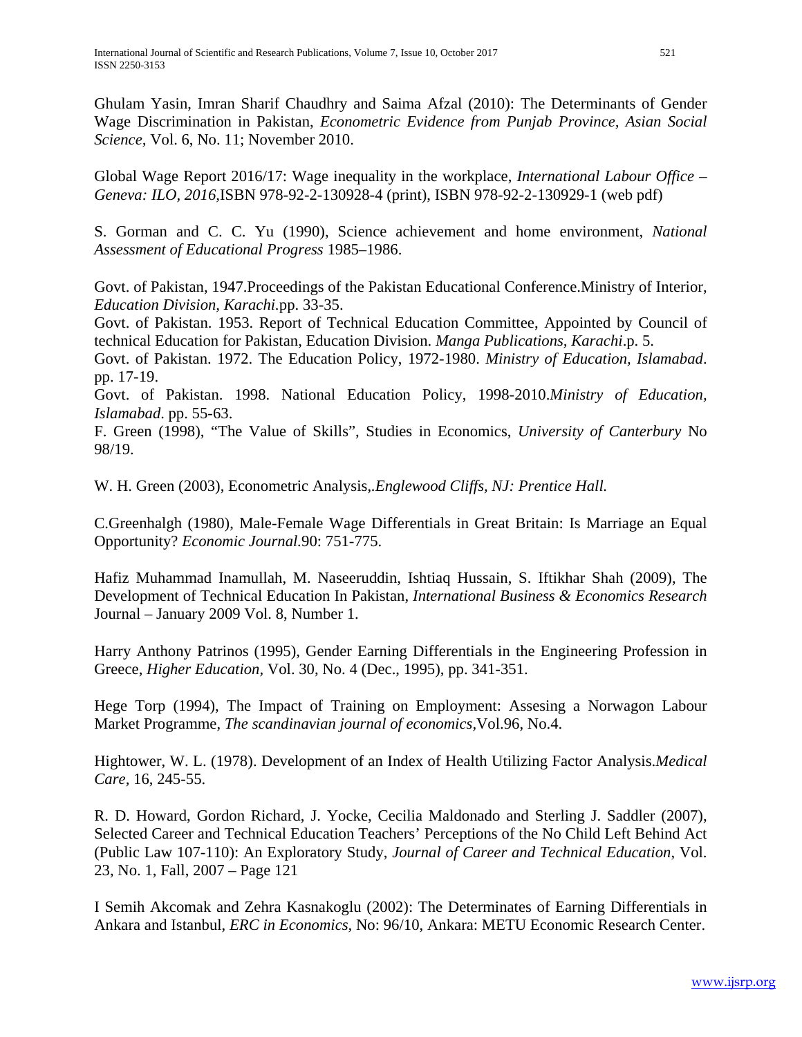Ghulam Yasin, Imran Sharif Chaudhry and Saima Afzal (2010): The Determinants of Gender Wage Discrimination in Pakistan, *Econometric Evidence from Punjab Province, Asian Social Science,* Vol. 6, No. 11; November 2010.

Global Wage Report 2016/17: Wage inequality in the workplace, *International Labour Office – Geneva: ILO, 2016,*ISBN 978-92-2-130928-4 (print), ISBN 978-92-2-130929-1 (web pdf)

S. Gorman and C. C. Yu (1990), Science achievement and home environment, *National Assessment of Educational Progress* 1985–1986.

Govt. of Pakistan, 1947.Proceedings of the Pakistan Educational Conference.Ministry of Interior, *Education Division, Karachi*.pp. 33-35.

Govt. of Pakistan. 1953. Report of Technical Education Committee, Appointed by Council of technical Education for Pakistan, Education Division. *Manga Publications, Karachi*.p. 5.

Govt. of Pakistan. 1972. The Education Policy, 1972-1980. *Ministry of Education, Islamabad*. pp. 17-19.

Govt. of Pakistan. 1998. National Education Policy, 1998-2010.*Ministry of Education, Islamabad*. pp. 55-63.

F. Green (1998), "The Value of Skills", Studies in Economics, *University of Canterbury* No 98/19.

W. H. Green (2003), Econometric Analysis,.*Englewood Cliffs, NJ: Prentice Hall.*

C.Greenhalgh (1980), Male-Female Wage Differentials in Great Britain: Is Marriage an Equal Opportunity? *Economic Journal*.90: 751-775.

Hafiz Muhammad Inamullah, M. Naseeruddin, Ishtiaq Hussain, S. Iftikhar Shah (2009), The Development of Technical Education In Pakistan, *International Business & Economics Research* Journal – January 2009 Vol. 8, Number 1.

Harry Anthony Patrinos (1995), Gender Earning Differentials in the Engineering Profession in Greece, *Higher Education,* Vol. 30, No. 4 (Dec., 1995), pp. 341-351.

Hege Torp (1994), The Impact of Training on Employment: Assesing a Norwagon Labour Market Programme, *The scandinavian journal of economics,*Vol.96, No.4.

Hightower, W. L. (1978). Development of an Index of Health Utilizing Factor Analysis.*Medical Care*, 16, 245-55.

R. D. Howard, Gordon Richard, J. Yocke, Cecilia Maldonado and Sterling J. Saddler (2007), Selected Career and Technical Education Teachers' Perceptions of the No Child Left Behind Act (Public Law 107-110): An Exploratory Study, *Journal of Career and Technical Education*, Vol. 23, No. 1, Fall, 2007 – Page 121

I Semih Akcomak and Zehra Kasnakoglu (2002): The Determinates of Earning Differentials in Ankara and Istanbul, *ERC in Economics,* No: 96/10, Ankara: METU Economic Research Center.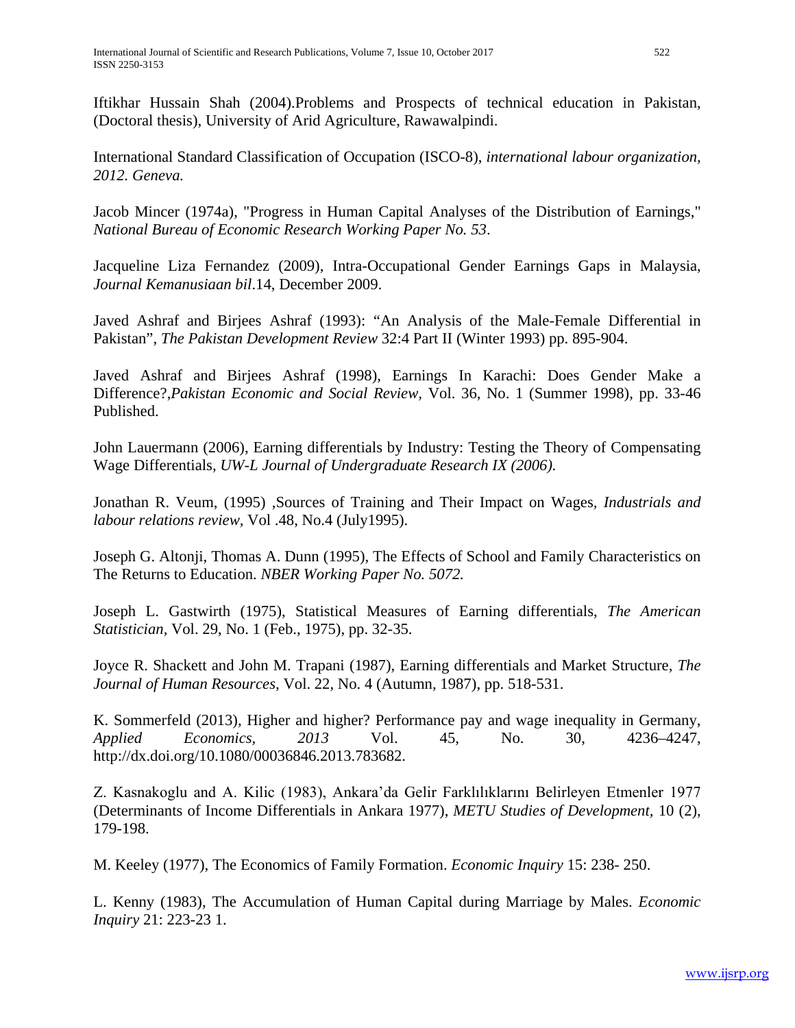Iftikhar Hussain Shah (2004).Problems and Prospects of technical education in Pakistan, (Doctoral thesis), University of Arid Agriculture, Rawawalpindi.

International Standard Classification of Occupation (ISCO-8), *international labour organization, 2012. Geneva.*

Jacob Mincer (1974a), "Progress in Human Capital Analyses of the Distribution of Earnings," *National Bureau of Economic Research Working Paper No. 53*.

Jacqueline Liza Fernandez (2009), Intra-Occupational Gender Earnings Gaps in Malaysia, *Journal Kemanusiaan bil*.14, December 2009.

Javed Ashraf and Birjees Ashraf (1993): "An Analysis of the Male-Female Differential in Pakistan", *The Pakistan Development Review* 32:4 Part II (Winter 1993) pp. 895-904.

Javed Ashraf and Birjees Ashraf (1998), Earnings In Karachi: Does Gender Make a Difference?,*Pakistan Economic and Social Review,* Vol. 36, No. 1 (Summer 1998), pp. 33-46 Published.

John Lauermann (2006), Earning differentials by Industry: Testing the Theory of Compensating Wage Differentials, *UW-L Journal of Undergraduate Research IX (2006).*

Jonathan R. Veum, (1995) ,Sources of Training and Their Impact on Wages, *Industrials and labour relations review*, Vol .48, No.4 (July1995).

Joseph G. Altonji, Thomas A. Dunn (1995), The Effects of School and Family Characteristics on The Returns to Education. *NBER Working Paper No. 5072.*

Joseph L. Gastwirth (1975), Statistical Measures of Earning differentials, *The American Statistician,* Vol. 29, No. 1 (Feb., 1975), pp. 32-35.

Joyce R. Shackett and John M. Trapani (1987), Earning differentials and Market Structure, *The Journal of Human Resources,* Vol. 22, No. 4 (Autumn, 1987), pp. 518-531.

K. Sommerfeld (2013), Higher and higher? Performance pay and wage inequality in Germany, *Applied Economics, 2013* Vol. 45, No. 30, 4236–4247, http://dx.doi.org/10.1080/00036846.2013.783682.

Z. Kasnakoglu and A. Kilic (1983), Ankara'da Gelir Farklılıklarını Belirleyen Etmenler 1977 (Determinants of Income Differentials in Ankara 1977), *METU Studies of Development*, 10 (2), 179-198.

M. Keeley (1977), The Economics of Family Formation. *Economic Inquiry* 15: 238- 250.

L. Kenny (1983), The Accumulation of Human Capital during Marriage by Males. *Economic Inquiry* 21: 223-23 1.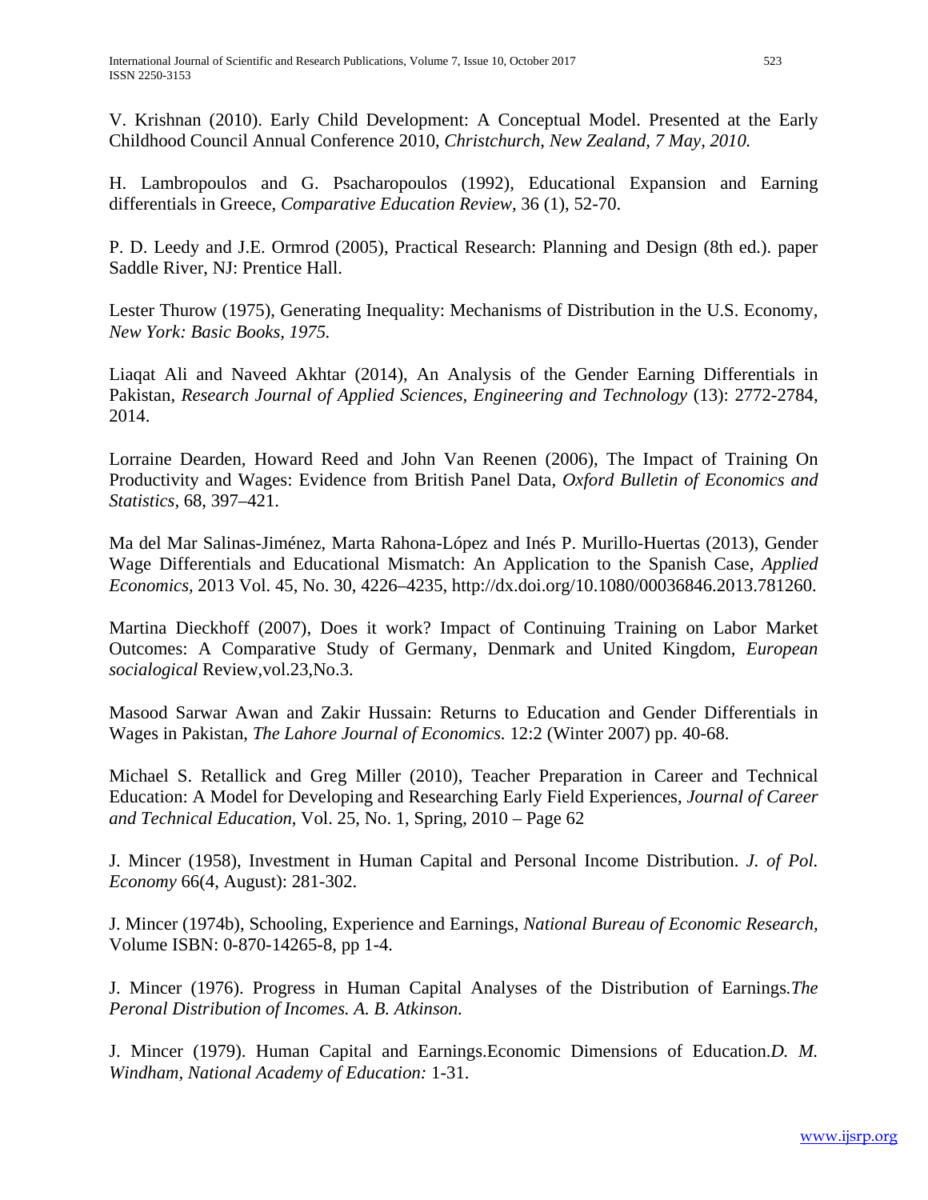V. Krishnan (2010). Early Child Development: A Conceptual Model. Presented at the Early Childhood Council Annual Conference 2010, *Christchurch, New Zealand, 7 May, 2010.*

H. Lambropoulos and G. Psacharopoulos (1992), Educational Expansion and Earning differentials in Greece, *Comparative Education Review*, 36 (1), 52-70.

P. D. Leedy and J.E. Ormrod (2005), Practical Research: Planning and Design (8th ed.). paper Saddle River, NJ: Prentice Hall.

Lester Thurow (1975), Generating Inequality: Mechanisms of Distribution in the U.S. Economy, *New York: Basic Books, 1975.*

Liaqat Ali and Naveed Akhtar (2014), An Analysis of the Gender Earning Differentials in Pakistan, *Research Journal of Applied Sciences, Engineering and Technology* (13): 2772-2784, 2014.

Lorraine Dearden, Howard Reed and John Van Reenen (2006), The Impact of Training On Productivity and Wages: Evidence from British Panel Data, *Oxford Bulletin of Economics and Statistics*, 68, 397–421.

Ma del Mar Salinas-Jiménez, Marta Rahona-López and Inés P. Murillo-Huertas (2013), Gender Wage Differentials and Educational Mismatch: An Application to the Spanish Case, *Applied Economics,* 2013 Vol. 45, No. 30, 4226–4235, http://dx.doi.org/10.1080/00036846.2013.781260.

Martina Dieckhoff (2007), Does it work? Impact of Continuing Training on Labor Market Outcomes: A Comparative Study of Germany, Denmark and United Kingdom, *European socialogical* Review,vol.23,No.3.

Masood Sarwar Awan and Zakir Hussain: Returns to Education and Gender Differentials in Wages in Pakistan, *The Lahore Journal of Economics.* 12:2 (Winter 2007) pp. 40-68.

Michael S. Retallick and Greg Miller (2010), Teacher Preparation in Career and Technical Education: A Model for Developing and Researching Early Field Experiences, *Journal of Career and Technical Education*, Vol. 25, No. 1, Spring, 2010 – Page 62

J. Mincer (1958), Investment in Human Capital and Personal Income Distribution. *J. of Pol. Economy* 66(4, August): 281-302.

J. Mincer (1974b), Schooling, Experience and Earnings, *National Bureau of Economic Research,* Volume ISBN: 0-870-14265-8, pp 1-4.

J. Mincer (1976). Progress in Human Capital Analyses of the Distribution of Earnings.*The Peronal Distribution of Incomes. A. B. Atkinson.*

J. Mincer (1979). Human Capital and Earnings.Economic Dimensions of Education.*D. M. Windham, National Academy of Education:* 1-31.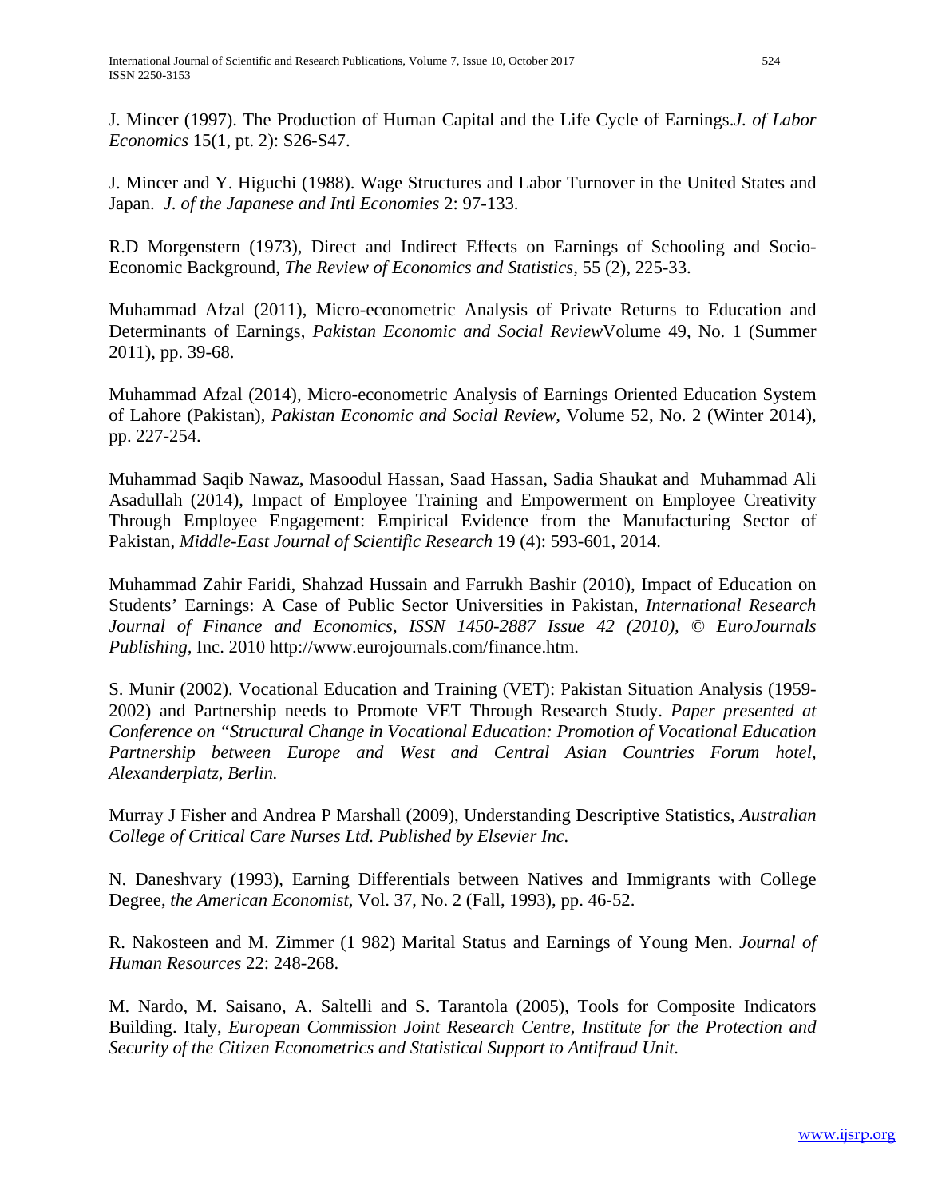J. Mincer (1997). The Production of Human Capital and the Life Cycle of Earnings.*J. of Labor Economics* 15(1, pt. 2): S26-S47.

J. Mincer and Y. Higuchi (1988). Wage Structures and Labor Turnover in the United States and Japan. *J. of the Japanese and Intl Economies* 2: 97-133.

R.D Morgenstern (1973), Direct and Indirect Effects on Earnings of Schooling and Socio-Economic Background, *The Review of Economics and Statistics,* 55 (2), 225-33.

Muhammad Afzal (2011), Micro-econometric Analysis of Private Returns to Education and Determinants of Earnings, *Pakistan Economic and Social Review*Volume 49, No. 1 (Summer 2011), pp. 39-68.

Muhammad Afzal (2014), Micro-econometric Analysis of Earnings Oriented Education System of Lahore (Pakistan), *Pakistan Economic and Social Review*, Volume 52, No. 2 (Winter 2014), pp. 227-254.

Muhammad Saqib Nawaz, Masoodul Hassan, Saad Hassan, Sadia Shaukat and Muhammad Ali Asadullah (2014), Impact of Employee Training and Empowerment on Employee Creativity Through Employee Engagement: Empirical Evidence from the Manufacturing Sector of Pakistan, *Middle-East Journal of Scientific Research* 19 (4): 593-601, 2014.

Muhammad Zahir Faridi, Shahzad Hussain and Farrukh Bashir (2010), Impact of Education on Students' Earnings: A Case of Public Sector Universities in Pakistan, *International Research Journal of Finance and Economics, ISSN 1450-2887 Issue 42 (2010), © EuroJournals Publishing,* Inc. 2010 http://www.eurojournals.com/finance.htm.

S. Munir (2002). Vocational Education and Training (VET): Pakistan Situation Analysis (1959-2002) and Partnership needs to Promote VET Through Research Study. *Paper presented at Conference on "Structural Change in Vocational Education: Promotion of Vocational Education Partnership between Europe and West and Central Asian Countries Forum hotel, Alexanderplatz, Berlin.*

Murray J Fisher and Andrea P Marshall (2009), Understanding Descriptive Statistics, *Australian College of Critical Care Nurses Ltd. Published by Elsevier Inc.*

N. Daneshvary (1993), Earning Differentials between Natives and Immigrants with College Degree, *the American Economist,* Vol. 37, No. 2 (Fall, 1993), pp. 46-52.

R. Nakosteen and M. Zimmer (1 982) Marital Status and Earnings of Young Men. *Journal of Human Resources* 22: 248-268.

M. Nardo, M. Saisano, A. Saltelli and S. Tarantola (2005), Tools for Composite Indicators Building. Italy, *European Commission Joint Research Centre, Institute for the Protection and Security of the Citizen Econometrics and Statistical Support to Antifraud Unit.*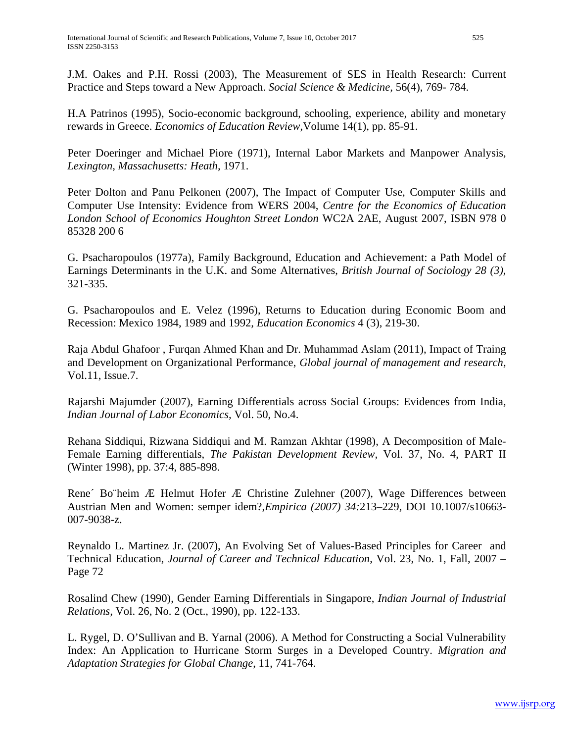J.M. Oakes and P.H. Rossi (2003), The Measurement of SES in Health Research: Current Practice and Steps toward a New Approach. *Social Science & Medicine,* 56(4), 769- 784.

H.A Patrinos (1995), Socio-economic background, schooling, experience, ability and monetary rewards in Greece. *Economics of Education Review*,Volume 14(1), pp. 85-91.

Peter Doeringer and Michael Piore (1971), Internal Labor Markets and Manpower Analysis, *Lexington, Massachusetts: Heath*, 1971.

Peter Dolton and Panu Pelkonen (2007), The Impact of Computer Use, Computer Skills and Computer Use Intensity: Evidence from WERS 2004, *Centre for the Economics of Education London School of Economics Houghton Street London* WC2A 2AE, August 2007, ISBN 978 0 85328 200 6

G. Psacharopoulos (1977a), Family Background, Education and Achievement: a Path Model of Earnings Determinants in the U.K. and Some Alternatives, *British Journal of Sociology 28 (3),* 321-335.

G. Psacharopoulos and E. Velez (1996), Returns to Education during Economic Boom and Recession: Mexico 1984, 1989 and 1992, *Education Economics* 4 (3), 219-30.

Raja Abdul Ghafoor , Furqan Ahmed Khan and Dr. Muhammad Aslam (2011), Impact of Traing and Development on Organizational Performance, *Global journal of management and research*, Vol.11, Issue.7.

Rajarshi Majumder (2007), Earning Differentials across Social Groups: Evidences from India, *Indian Journal of Labor Economics*, Vol. 50, No.4.

Rehana Siddiqui, Rizwana Siddiqui and M. Ramzan Akhtar (1998), A Decomposition of Male-Female Earning differentials, *The Pakistan Development Review*, Vol. 37, No. 4, PART II (Winter 1998), pp. 37:4, 885-898.

Rene´ Bo¨heim Æ Helmut Hofer Æ Christine Zulehner (2007), Wage Differences between Austrian Men and Women: semper idem?,*Empirica (2007) 34:*213–229, DOI 10.1007/s10663-007-9038-z.

Reynaldo L. Martinez Jr. (2007), An Evolving Set of Values-Based Principles for Career and Technical Education, *Journal of Career and Technical Education*, Vol. 23, No. 1, Fall, 2007 – Page 72

Rosalind Chew (1990), Gender Earning Differentials in Singapore, *Indian Journal of Industrial Relations*, Vol. 26, No. 2 (Oct., 1990), pp. 122-133.

L. Rygel, D. O'Sullivan and B. Yarnal (2006). A Method for Constructing a Social Vulnerability Index: An Application to Hurricane Storm Surges in a Developed Country. *Migration and Adaptation Strategies for Global Change*, 11, 741-764.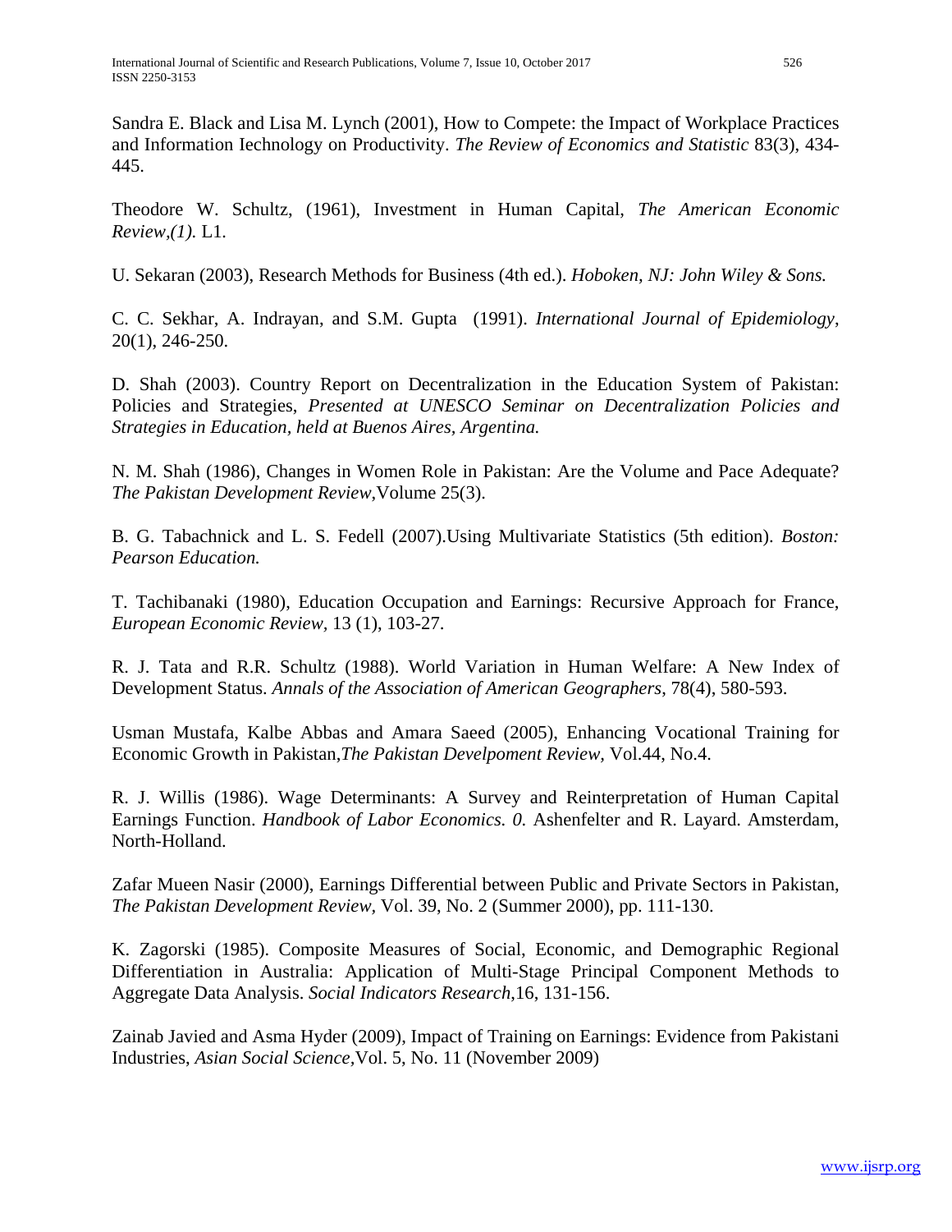Sandra E. Black and Lisa M. Lynch (2001), How to Compete: the Impact of Workplace Practices and Information Iechnology on Productivity. *The Review of Economics and Statistic* 83(3), 434-445.

Theodore W. Schultz, (1961), Investment in Human Capital, *The American Economic Review,(1).* L1.

U. Sekaran (2003), Research Methods for Business (4th ed.). *Hoboken, NJ: John Wiley & Sons.*

C. C. Sekhar, A. Indrayan, and S.M. Gupta (1991). *International Journal of Epidemiology*, 20(1), 246-250.

D. Shah (2003). Country Report on Decentralization in the Education System of Pakistan: Policies and Strategies, *Presented at UNESCO Seminar on Decentralization Policies and Strategies in Education, held at Buenos Aires, Argentina.*

N. M. Shah (1986), Changes in Women Role in Pakistan: Are the Volume and Pace Adequate? *The Pakistan Development Review*,Volume 25(3).

B. G. Tabachnick and L. S. Fedell (2007).Using Multivariate Statistics (5th edition). *Boston: Pearson Education.*

T. Tachibanaki (1980), Education Occupation and Earnings: Recursive Approach for France, *European Economic Review*, 13 (1), 103-27.

R. J. Tata and R.R. Schultz (1988). World Variation in Human Welfare: A New Index of Development Status. *Annals of the Association of American Geographers*, 78(4), 580-593.

Usman Mustafa, Kalbe Abbas and Amara Saeed (2005), Enhancing Vocational Training for Economic Growth in Pakistan,*The Pakistan Develpoment Review,* Vol.44, No.4.

R. J. Willis (1986). Wage Determinants: A Survey and Reinterpretation of Human Capital Earnings Function. *Handbook of Labor Economics. 0.* Ashenfelter and R. Layard. Amsterdam, North-Holland.

Zafar Mueen Nasir (2000), Earnings Differential between Public and Private Sectors in Pakistan, *The Pakistan Development Review,* Vol. 39, No. 2 (Summer 2000), pp. 111-130.

K. Zagorski (1985). Composite Measures of Social, Economic, and Demographic Regional Differentiation in Australia: Application of Multi-Stage Principal Component Methods to Aggregate Data Analysis. *Social Indicators Research*,16, 131-156.

Zainab Javied and Asma Hyder (2009), Impact of Training on Earnings: Evidence from Pakistani Industries, *Asian Social Science,*Vol. 5, No. 11 (November 2009)